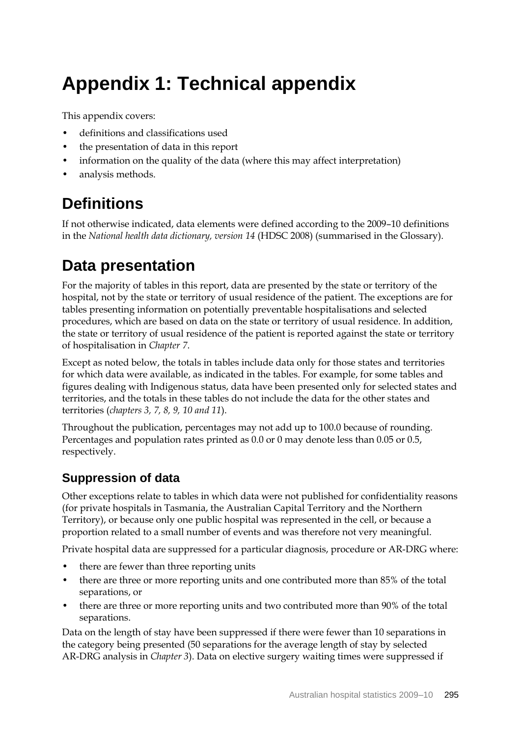# Appendix 1: Technical appendix

This appendix covers:

- definitions and classifications used
- the presentation of data in this report
- information on the quality of the data (where this may affect interpretation)
- analysis methods.

## Definitions

If not otherwise indicated, data elements were defined according to the 2009–10 definitions in the *National health data dictionary, version 14* (HDSC 2008) (summarised in the Glossary).

## Data presentation

For the majority of tables in this report, data are presented by the state or territory of the hospital, not by the state or territory of usual residence of the patient. The exceptions are for tables presenting information on potentially preventable hospitalisations and selected procedures, which are based on data on the state or territory of usual residence. In addition, the state or territory of usual residence of the patient is reported against the state or territory of hospitalisation in *Chapter 7*.

Except as noted below, the totals in tables include data only for those states and territories for which data were available, as indicated in the tables. For example, for some tables and figures dealing with Indigenous status, data have been presented only for selected states and territories, and the totals in these tables do not include the data for the other states and territories (*chapters 3, 7, 8, 9, 10 and 11*).

Throughout the publication, percentages may not add up to 100.0 because of rounding. Percentages and population rates printed as 0.0 or 0 may denote less than 0.05 or 0.5, respectively.

### Suppression of data

Other exceptions relate to tables in which data were not published for confidentiality reasons (for private hospitals in Tasmania, the Australian Capital Territory and the Northern Territory), or because only one public hospital was represented in the cell, or because a proportion related to a small number of events and was therefore not very meaningful.

Private hospital data are suppressed for a particular diagnosis, procedure or AR-DRG where:

- there are fewer than three reporting units
- there are three or more reporting units and one contributed more than 85% of the total separations, or
- there are three or more reporting units and two contributed more than 90% of the total separations.

Data on the length of stay have been suppressed if there were fewer than 10 separations in the category being presented (50 separations for the average length of stay by selected AR-DRG analysis in *Chapter 3*). Data on elective surgery waiting times were suppressed if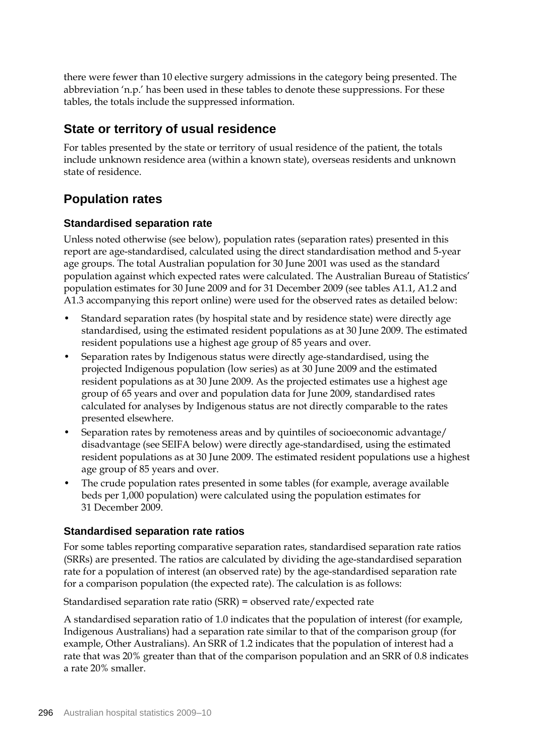there were fewer than 10 elective surgery admissions in the category being presented. The abbreviation 'n.p.' has been used in these tables to denote these suppressions. For these tables, the totals include the suppressed information.

## State or territory of usual residence

For tables presented by the state or territory of usual residence of the patient, the totals include unknown residence area (within a known state), overseas residents and unknown state of residence.

## Population rates

### Standardised separation rate

Unless noted otherwise (see below), population rates (separation rates) presented in this report are age-standardised, calculated using the direct standardisation method and 5-year age groups. The total Australian population for 30 June 2001 was used as the standard population against which expected rates were calculated. The Australian Bureau of Statistics' population estimates for 30 June 2009 and for 31 December 2009 (see tables A1.1, A1.2 and A1.3 accompanying this report online) were used for the observed rates as detailed below:

- Standard separation rates (by hospital state and by residence state) were directly age standardised, using the estimated resident populations as at 30 June 2009. The estimated resident populations use a highest age group of 85 years and over.
- Separation rates by Indigenous status were directly age-standardised, using the projected Indigenous population (low series) as at 30 June 2009 and the estimated resident populations as at 30 June 2009. As the projected estimates use a highest age group of 65 years and over and population data for June 2009, standardised rates calculated for analyses by Indigenous status are not directly comparable to the rates presented elsewhere.
- Separation rates by remoteness areas and by quintiles of socioeconomic advantage/ disadvantage (see SEIFA below) were directly age-standardised, using the estimated resident populations as at 30 June 2009. The estimated resident populations use a highest age group of 85 years and over.
- The crude population rates presented in some tables (for example, average available beds per 1,000 population) were calculated using the population estimates for 31 December 2009.

### Standardised separation rate ratios

For some tables reporting comparative separation rates, standardised separation rate ratios (SRRs) are presented. The ratios are calculated by dividing the age-standardised separation rate for a population of interest (an observed rate) by the age-standardised separation rate for a comparison population (the expected rate). The calculation is as follows:

Standardised separation rate ratio (SRR) = observed rate/expected rate

A standardised separation ratio of 1.0 indicates that the population of interest (for example, Indigenous Australians) had a separation rate similar to that of the comparison group (for example, Other Australians). An SRR of 1.2 indicates that the population of interest had a rate that was 20% greater than that of the comparison population and an SRR of 0.8 indicates a rate 20% smaller.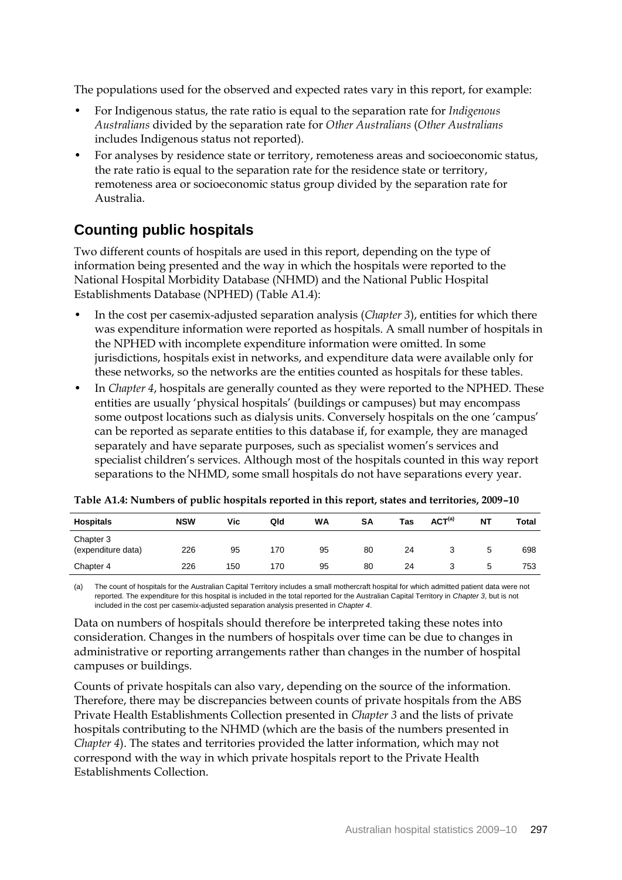The populations used for the observed and expected rates vary in this report, for example:

- For Indigenous status, the rate ratio is equal to the separation rate for *Indigenous Australians* divided by the separation rate for *Other Australians* (*Other Australians* includes Indigenous status not reported).
- For analyses by residence state or territory, remoteness areas and socioeconomic status, the rate ratio is equal to the separation rate for the residence state or territory, remoteness area or socioeconomic status group divided by the separation rate for Australia.

## Counting public hospitals

Two different counts of hospitals are used in this report, depending on the type of information being presented and the way in which the hospitals were reported to the National Hospital Morbidity Database (NHMD) and the National Public Hospital Establishments Database (NPHED) (Table A1.4):

- In the cost per casemix-adjusted separation analysis (*Chapter 3*), entities for which there was expenditure information were reported as hospitals. A small number of hospitals in the NPHED with incomplete expenditure information were omitted. In some jurisdictions, hospitals exist in networks, and expenditure data were available only for these networks, so the networks are the entities counted as hospitals for these tables.
- In *Chapter 4*, hospitals are generally counted as they were reported to the NPHED. These entities are usually 'physical hospitals' (buildings or campuses) but may encompass some outpost locations such as dialysis units. Conversely hospitals on the one 'campus' can be reported as separate entities to this database if, for example, they are managed separately and have separate purposes, such as specialist women's services and specialist children's services. Although most of the hospitals counted in this way report separations to the NHMD, some small hospitals do not have separations every year.

**Table A1.4: Numbers of public hospitals reported in this report, states and territories, 2009–10**

| Hospitals | NSW | Vic | Qld | WA | SA | Tas | ACT[(a)] | NT | Total |
|---|---|---|---|---|---|---|---|---|---|
| Chapter 3 (expenditure data) | 226 | 95 | 170 | 95 | 80 | 24 | 3 | 5 | 698 |
| Chapter 4 | 226 | 150 | 170 | 95 | 80 | 24 | 3 | 5 | 753 |

(a) The count of hospitals for the Australian Capital Territory includes a small mothercraft hospital for which admitted patient data were not reported. The expenditure for this hospital is included in the total reported for the Australian Capital Territory in *Chapter 3*, but is not included in the cost per casemix-adjusted separation analysis presented in *Chapter 4*.

Data on numbers of hospitals should therefore be interpreted taking these notes into consideration. Changes in the numbers of hospitals over time can be due to changes in administrative or reporting arrangements rather than changes in the number of hospital campuses or buildings.

Counts of private hospitals can also vary, depending on the source of the information. Therefore, there may be discrepancies between counts of private hospitals from the ABS Private Health Establishments Collection presented in *Chapter 3* and the lists of private hospitals contributing to the NHMD (which are the basis of the numbers presented in *Chapter 4*). The states and territories provided the latter information, which may not correspond with the way in which private hospitals report to the Private Health Establishments Collection.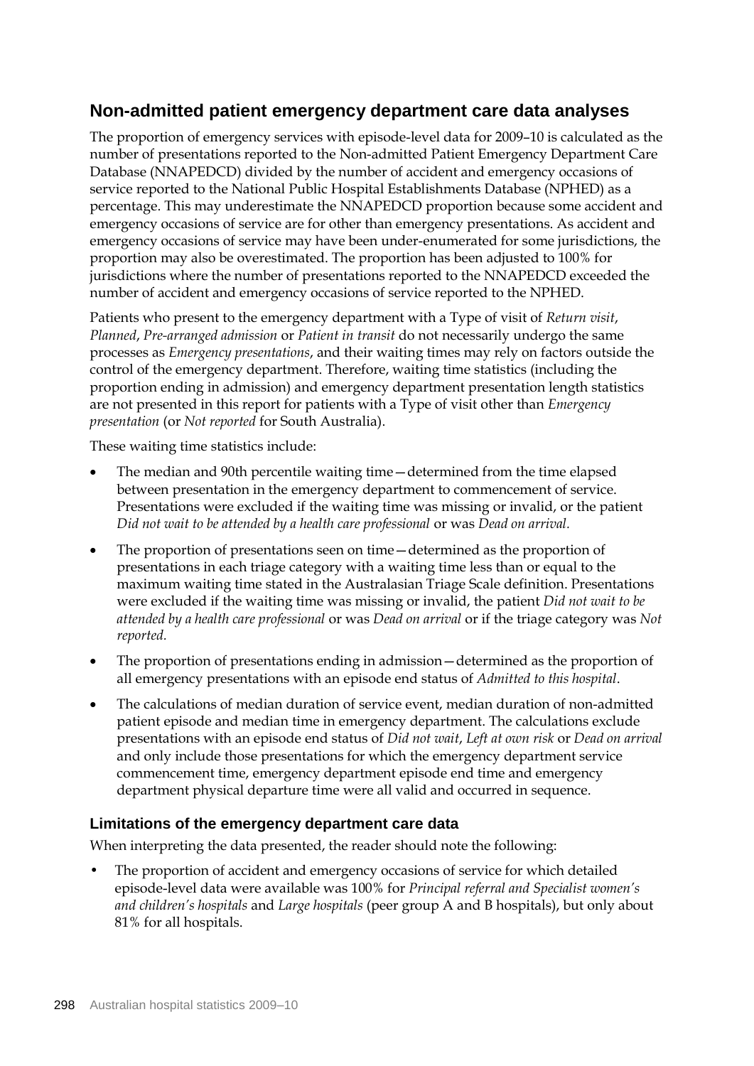## Non-admitted patient emergency department care data analyses

The proportion of emergency services with episode-level data for 2009–10 is calculated as the number of presentations reported to the Non-admitted Patient Emergency Department Care Database (NNAPEDCD) divided by the number of accident and emergency occasions of service reported to the National Public Hospital Establishments Database (NPHED) as a percentage. This may underestimate the NNAPEDCD proportion because some accident and emergency occasions of service are for other than emergency presentations. As accident and emergency occasions of service may have been under-enumerated for some jurisdictions, the proportion may also be overestimated. The proportion has been adjusted to 100% for jurisdictions where the number of presentations reported to the NNAPEDCD exceeded the number of accident and emergency occasions of service reported to the NPHED.

Patients who present to the emergency department with a Type of visit of *Return visit*, *Planned*, *Pre-arranged admission* or *Patient in transit* do not necessarily undergo the same processes as *Emergency presentations*, and their waiting times may rely on factors outside the control of the emergency department. Therefore, waiting time statistics (including the proportion ending in admission) and emergency department presentation length statistics are not presented in this report for patients with a Type of visit other than *Emergency presentation* (or *Not reported* for South Australia).

These waiting time statistics include:

- The median and 90th percentile waiting time—determined from the time elapsed between presentation in the emergency department to commencement of service. Presentations were excluded if the waiting time was missing or invalid, or the patient *Did not wait to be attended by a health care professional* or was *Dead on arrival.*
- The proportion of presentations seen on time—determined as the proportion of presentations in each triage category with a waiting time less than or equal to the maximum waiting time stated in the Australasian Triage Scale definition. Presentations were excluded if the waiting time was missing or invalid, the patient *Did not wait to be attended by a health care professional* or was *Dead on arrival* or if the triage category was *Not reported.*
- The proportion of presentations ending in admission—determined as the proportion of all emergency presentations with an episode end status of *Admitted to this hospital*.
- The calculations of median duration of service event, median duration of non-admitted patient episode and median time in emergency department. The calculations exclude presentations with an episode end status of *Did not wait*, *Left at own risk* or *Dead on arrival* and only include those presentations for which the emergency department service commencement time, emergency department episode end time and emergency department physical departure time were all valid and occurred in sequence.

### Limitations of the emergency department care data

When interpreting the data presented, the reader should note the following:

- The proportion of accident and emergency occasions of service for which detailed episode-level data were available was 100% for *Principal referral and Specialist women's and children's hospitals* and *Large hospitals* (peer group A and B hospitals), but only about 81% for all hospitals.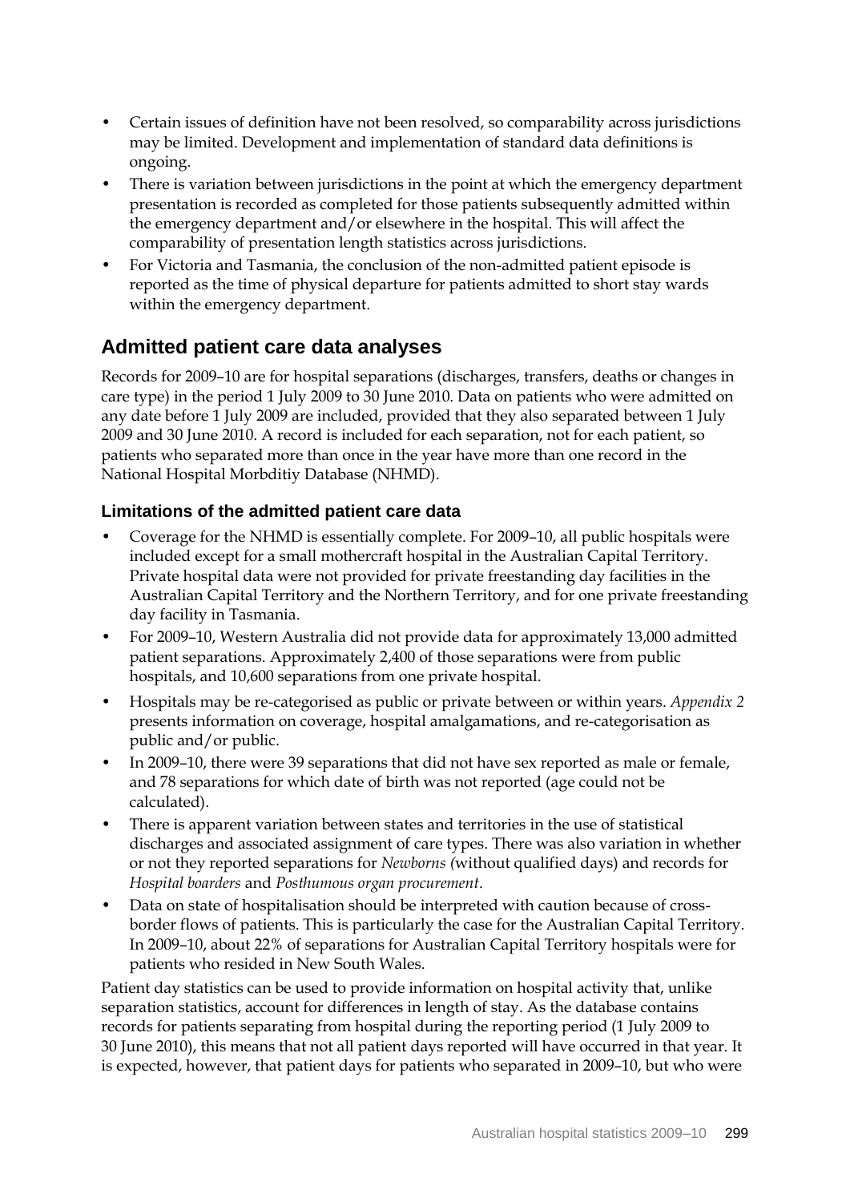- Certain issues of definition have not been resolved, so comparability across jurisdictions may be limited. Development and implementation of standard data definitions is ongoing.
- There is variation between jurisdictions in the point at which the emergency department presentation is recorded as completed for those patients subsequently admitted within the emergency department and/or elsewhere in the hospital. This will affect the comparability of presentation length statistics across jurisdictions.
- For Victoria and Tasmania, the conclusion of the non-admitted patient episode is reported as the time of physical departure for patients admitted to short stay wards within the emergency department.

## Admitted patient care data analyses

Records for 2009–10 are for hospital separations (discharges, transfers, deaths or changes in care type) in the period 1 July 2009 to 30 June 2010. Data on patients who were admitted on any date before 1 July 2009 are included, provided that they also separated between 1 July 2009 and 30 June 2010. A record is included for each separation, not for each patient, so patients who separated more than once in the year have more than one record in the National Hospital Morbditiy Database (NHMD).

### Limitations of the admitted patient care data

- Coverage for the NHMD is essentially complete. For 2009–10, all public hospitals were included except for a small mothercraft hospital in the Australian Capital Territory. Private hospital data were not provided for private freestanding day facilities in the Australian Capital Territory and the Northern Territory, and for one private freestanding day facility in Tasmania.
- For 2009–10, Western Australia did not provide data for approximately 13,000 admitted patient separations. Approximately 2,400 of those separations were from public hospitals, and 10,600 separations from one private hospital.
- Hospitals may be re-categorised as public or private between or within years. *Appendix 2* presents information on coverage, hospital amalgamations, and re-categorisation as public and/or public.
- In 2009–10, there were 39 separations that did not have sex reported as male or female, and 78 separations for which date of birth was not reported (age could not be calculated).
- There is apparent variation between states and territories in the use of statistical discharges and associated assignment of care types. There was also variation in whether or not they reported separations for *Newborns (*without qualified days) and records for *Hospital boarders* and *Posthumous organ procurement*.
- Data on state of hospitalisation should be interpreted with caution because of cross-border flows of patients. This is particularly the case for the Australian Capital Territory. In 2009–10, about 22% of separations for Australian Capital Territory hospitals were for patients who resided in New South Wales.

Patient day statistics can be used to provide information on hospital activity that, unlike separation statistics, account for differences in length of stay. As the database contains records for patients separating from hospital during the reporting period (1 July 2009 to 30 June 2010), this means that not all patient days reported will have occurred in that year. It is expected, however, that patient days for patients who separated in 2009–10, but who were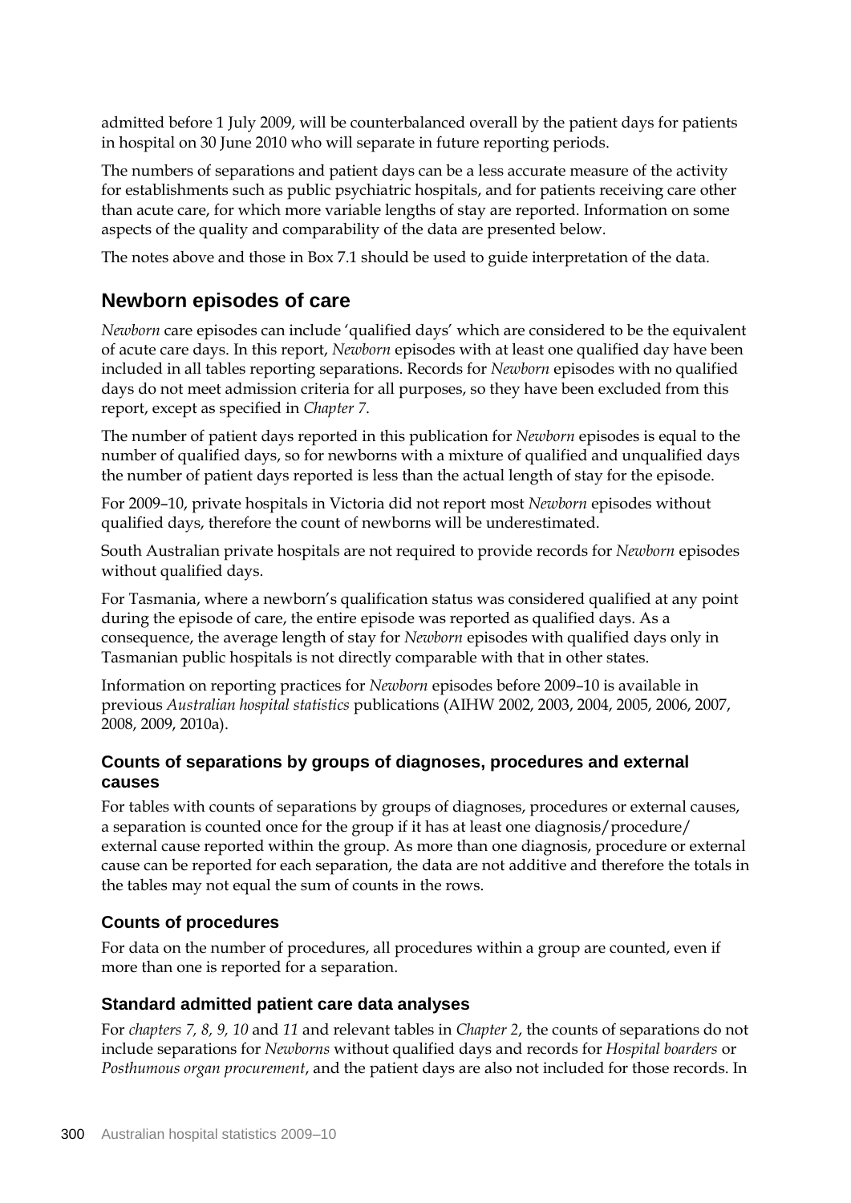admitted before 1 July 2009, will be counterbalanced overall by the patient days for patients in hospital on 30 June 2010 who will separate in future reporting periods.

The numbers of separations and patient days can be a less accurate measure of the activity for establishments such as public psychiatric hospitals, and for patients receiving care other than acute care, for which more variable lengths of stay are reported. Information on some aspects of the quality and comparability of the data are presented below.

The notes above and those in Box 7.1 should be used to guide interpretation of the data.

## Newborn episodes of care

*Newborn* care episodes can include 'qualified days' which are considered to be the equivalent of acute care days. In this report, *Newborn* episodes with at least one qualified day have been included in all tables reporting separations. Records for *Newborn* episodes with no qualified days do not meet admission criteria for all purposes, so they have been excluded from this report, except as specified in *Chapter 7*.

The number of patient days reported in this publication for *Newborn* episodes is equal to the number of qualified days, so for newborns with a mixture of qualified and unqualified days the number of patient days reported is less than the actual length of stay for the episode.

For 2009–10, private hospitals in Victoria did not report most *Newborn* episodes without qualified days, therefore the count of newborns will be underestimated.

South Australian private hospitals are not required to provide records for *Newborn* episodes without qualified days.

For Tasmania, where a newborn's qualification status was considered qualified at any point during the episode of care, the entire episode was reported as qualified days. As a consequence, the average length of stay for *Newborn* episodes with qualified days only in Tasmanian public hospitals is not directly comparable with that in other states.

Information on reporting practices for *Newborn* episodes before 2009–10 is available in previous *Australian hospital statistics* publications (AIHW 2002, 2003, 2004, 2005, 2006, 2007, 2008, 2009, 2010a).

### Counts of separations by groups of diagnoses, procedures and external causes

For tables with counts of separations by groups of diagnoses, procedures or external causes, a separation is counted once for the group if it has at least one diagnosis/procedure/external cause reported within the group. As more than one diagnosis, procedure or external cause can be reported for each separation, the data are not additive and therefore the totals in the tables may not equal the sum of counts in the rows.

### Counts of procedures

For data on the number of procedures, all procedures within a group are counted, even if more than one is reported for a separation.

### Standard admitted patient care data analyses

For *chapters 7, 8, 9, 10* and *11* and relevant tables in *Chapter 2*, the counts of separations do not include separations for *Newborns* without qualified days and records for *Hospital boarders* or *Posthumous organ procurement*, and the patient days are also not included for those records. In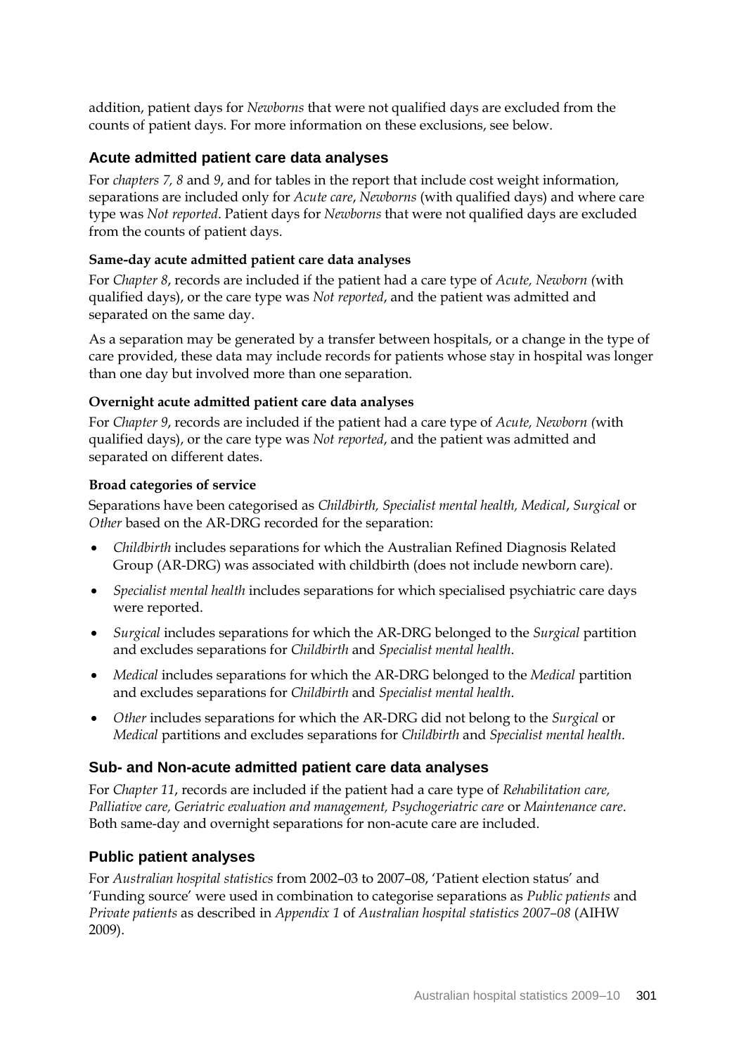addition, patient days for *Newborns* that were not qualified days are excluded from the counts of patient days. For more information on these exclusions, see below.

## Acute admitted patient care data analyses

For *chapters 7, 8* and *9*, and for tables in the report that include cost weight information, separations are included only for *Acute care*, *Newborns* (with qualified days) and where care type was *Not reported*. Patient days for *Newborns* that were not qualified days are excluded from the counts of patient days.

### Same-day acute admitted patient care data analyses

For *Chapter 8*, records are included if the patient had a care type of *Acute, Newborn (*with qualified days), or the care type was *Not reported*, and the patient was admitted and separated on the same day.

As a separation may be generated by a transfer between hospitals, or a change in the type of care provided, these data may include records for patients whose stay in hospital was longer than one day but involved more than one separation.

### Overnight acute admitted patient care data analyses

For *Chapter 9*, records are included if the patient had a care type of *Acute, Newborn (*with qualified days), or the care type was *Not reported*, and the patient was admitted and separated on different dates.

### Broad categories of service

Separations have been categorised as *Childbirth, Specialist mental health, Medical*, *Surgical* or *Other* based on the AR-DRG recorded for the separation:

- *Childbirth* includes separations for which the Australian Refined Diagnosis Related Group (AR-DRG) was associated with childbirth (does not include newborn care).
- *Specialist mental health* includes separations for which specialised psychiatric care days were reported.
- *Surgical* includes separations for which the AR-DRG belonged to the *Surgical* partition and excludes separations for *Childbirth* and *Specialist mental health*.
- *Medical* includes separations for which the AR-DRG belonged to the *Medical* partition and excludes separations for *Childbirth* and *Specialist mental health*.
- *Other* includes separations for which the AR-DRG did not belong to the *Surgical* or *Medical* partitions and excludes separations for *Childbirth* and *Specialist mental health*.

## Sub- and Non-acute admitted patient care data analyses

For *Chapter 11*, records are included if the patient had a care type of *Rehabilitation care, Palliative care, Geriatric evaluation and management, Psychogeriatric care* or *Maintenance care*. Both same-day and overnight separations for non-acute care are included.

## Public patient analyses

For *Australian hospital statistics* from 2002–03 to 2007–08, 'Patient election status' and 'Funding source' were used in combination to categorise separations as *Public patients* and *Private patients* as described in *Appendix 1* of *Australian hospital statistics 2007–08* (AIHW 2009).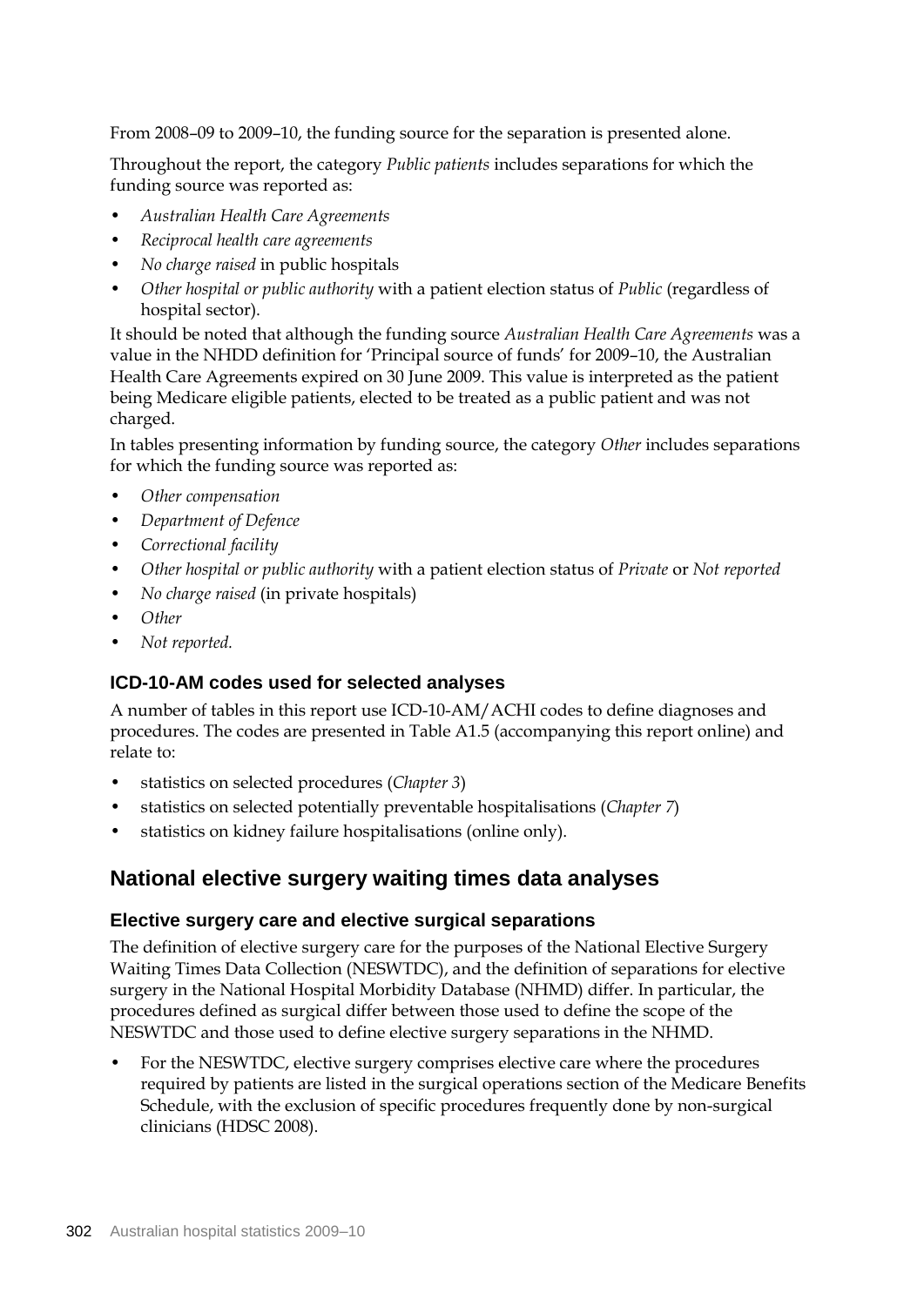From 2008–09 to 2009–10, the funding source for the separation is presented alone.

Throughout the report, the category *Public patients* includes separations for which the funding source was reported as:

- *Australian Health Care Agreements*
- *Reciprocal health care agreements*
- *No charge raised* in public hospitals
- *Other hospital or public authority* with a patient election status of *Public* (regardless of hospital sector).

It should be noted that although the funding source *Australian Health Care Agreements* was a value in the NHDD definition for 'Principal source of funds' for 2009–10, the Australian Health Care Agreements expired on 30 June 2009. This value is interpreted as the patient being Medicare eligible patients, elected to be treated as a public patient and was not charged.

In tables presenting information by funding source, the category *Other* includes separations for which the funding source was reported as:

- *Other compensation*
- *Department of Defence*
- *Correctional facility*
- *Other hospital or public authority* with a patient election status of *Private* or *Not reported*
- *No charge raised* (in private hospitals)
- *Other*
- *Not reported.*

### ICD-10-AM codes used for selected analyses

A number of tables in this report use ICD-10-AM/ACHI codes to define diagnoses and procedures. The codes are presented in Table A1.5 (accompanying this report online) and relate to:

- statistics on selected procedures (*Chapter 3*)
- statistics on selected potentially preventable hospitalisations (*Chapter 7*)
- statistics on kidney failure hospitalisations (online only).

## National elective surgery waiting times data analyses

### Elective surgery care and elective surgical separations

The definition of elective surgery care for the purposes of the National Elective Surgery Waiting Times Data Collection (NESWTDC), and the definition of separations for elective surgery in the National Hospital Morbidity Database (NHMD) differ. In particular, the procedures defined as surgical differ between those used to define the scope of the NESWTDC and those used to define elective surgery separations in the NHMD.

- For the NESWTDC, elective surgery comprises elective care where the procedures required by patients are listed in the surgical operations section of the Medicare Benefits Schedule, with the exclusion of specific procedures frequently done by non-surgical clinicians (HDSC 2008).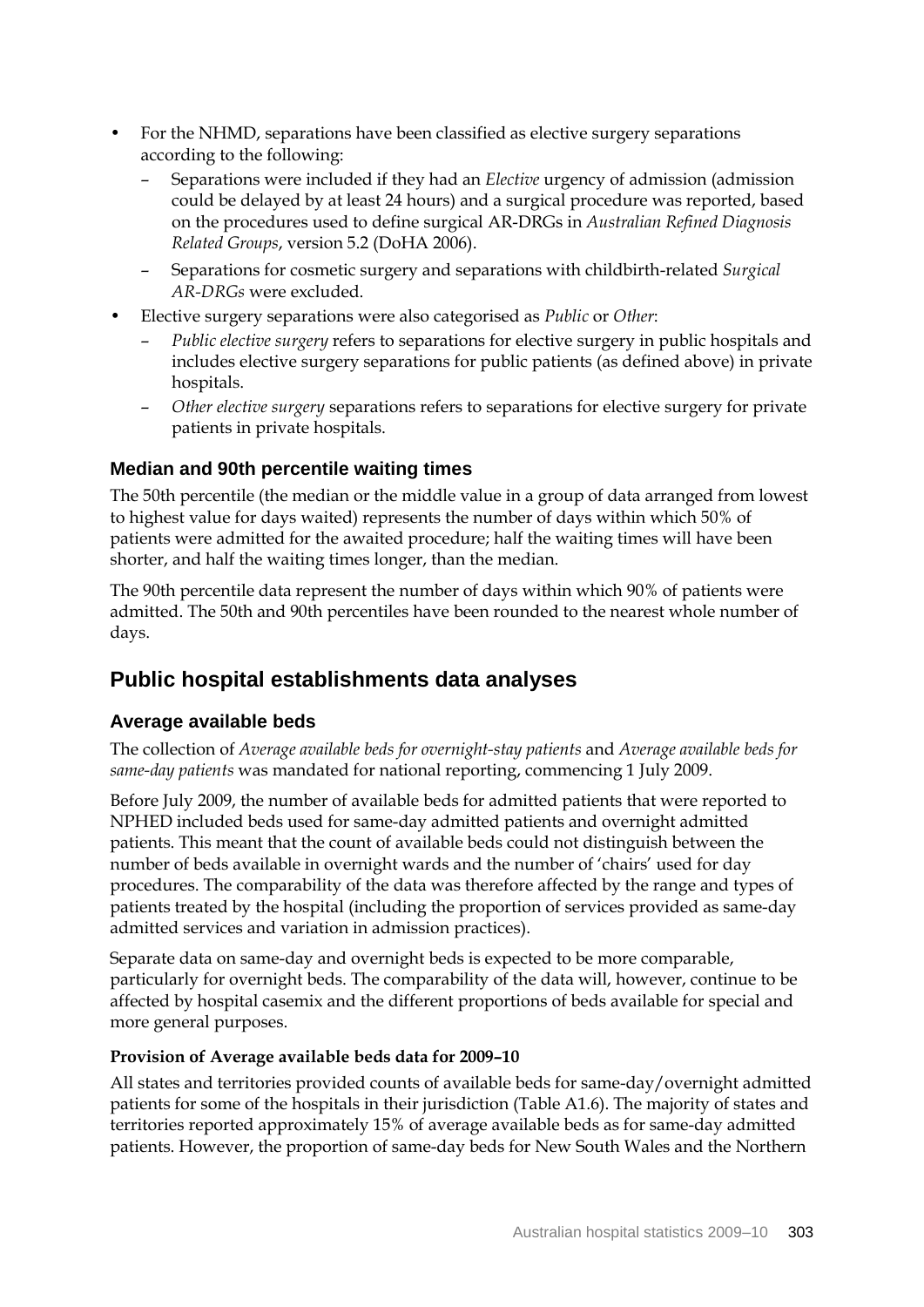- For the NHMD, separations have been classified as elective surgery separations according to the following:
  - Separations were included if they had an *Elective* urgency of admission (admission could be delayed by at least 24 hours) and a surgical procedure was reported, based on the procedures used to define surgical AR-DRGs in *Australian Refined Diagnosis Related Groups*, version 5.2 (DoHA 2006).
  - Separations for cosmetic surgery and separations with childbirth-related *Surgical AR-DRGs* were excluded.
- Elective surgery separations were also categorised as *Public* or *Other*:
  - *Public elective surgery* refers to separations for elective surgery in public hospitals and includes elective surgery separations for public patients (as defined above) in private hospitals.
  - *Other elective surgery* separations refers to separations for elective surgery for private patients in private hospitals.

### Median and 90th percentile waiting times

The 50th percentile (the median or the middle value in a group of data arranged from lowest to highest value for days waited) represents the number of days within which 50% of patients were admitted for the awaited procedure; half the waiting times will have been shorter, and half the waiting times longer, than the median.

The 90th percentile data represent the number of days within which 90% of patients were admitted. The 50th and 90th percentiles have been rounded to the nearest whole number of days.

## Public hospital establishments data analyses

### Average available beds

The collection of *Average available beds for overnight-stay patients* and *Average available beds for same-day patients* was mandated for national reporting, commencing 1 July 2009.

Before July 2009, the number of available beds for admitted patients that were reported to NPHED included beds used for same-day admitted patients and overnight admitted patients. This meant that the count of available beds could not distinguish between the number of beds available in overnight wards and the number of 'chairs' used for day procedures. The comparability of the data was therefore affected by the range and types of patients treated by the hospital (including the proportion of services provided as same-day admitted services and variation in admission practices).

Separate data on same-day and overnight beds is expected to be more comparable, particularly for overnight beds. The comparability of the data will, however, continue to be affected by hospital casemix and the different proportions of beds available for special and more general purposes.

#### Provision of Average available beds data for 2009–10

All states and territories provided counts of available beds for same-day/overnight admitted patients for some of the hospitals in their jurisdiction (Table A1.6). The majority of states and territories reported approximately 15% of average available beds as for same-day admitted patients. However, the proportion of same-day beds for New South Wales and the Northern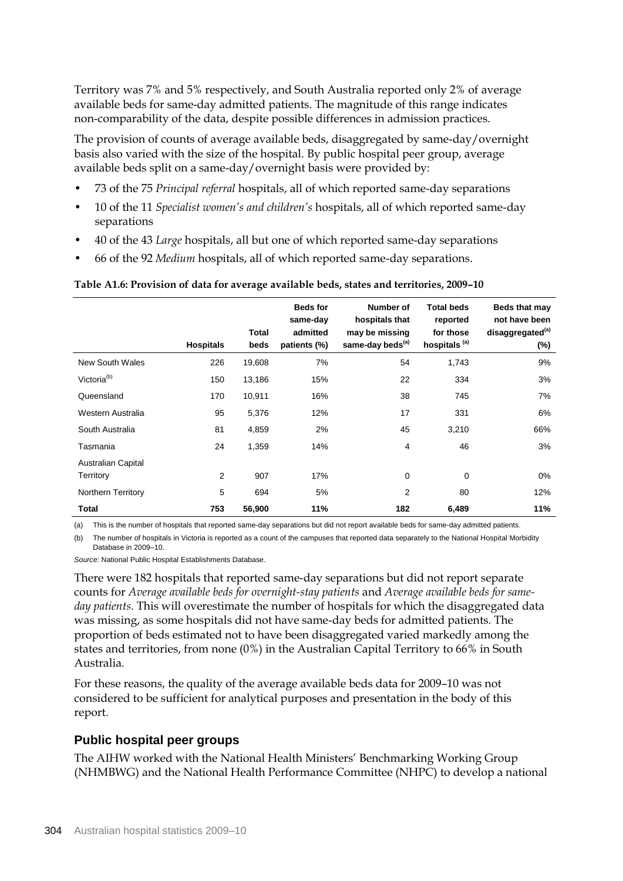Territory was 7% and 5% respectively, and South Australia reported only 2% of average available beds for same-day admitted patients. The magnitude of this range indicates non-comparability of the data, despite possible differences in admission practices.

The provision of counts of average available beds, disaggregated by same-day/overnight basis also varied with the size of the hospital. By public hospital peer group, average available beds split on a same-day/overnight basis were provided by:

- 73 of the 75 *Principal referral* hospitals, all of which reported same-day separations
- 10 of the 11 *Specialist women's and children's* hospitals, all of which reported same-day separations
- 40 of the 43 *Large* hospitals, all but one of which reported same-day separations
- 66 of the 92 *Medium* hospitals, all of which reported same-day separations.

**Table A1.6: Provision of data for average available beds, states and territories, 2009–10**

| | Hospitals | Total beds | Beds for same-day admitted patients (%) | Number of hospitals that may be missing same-day beds[(a)] | Total beds reported for those hospitals [(a)] | Beds that may not have been disaggregated[(a)] (%) |
|---|---|---|---|---|---|---|
| New South Wales | 226 | 19,608 | 7% | 54 | 1,743 | 9% |
| Victoria[(b)] | 150 | 13,186 | 15% | 22 | 334 | 3% |
| Queensland | 170 | 10,911 | 16% | 38 | 745 | 7% |
| Western Australia | 95 | 5,376 | 12% | 17 | 331 | 6% |
| South Australia | 81 | 4,859 | 2% | 45 | 3,210 | 66% |
| Tasmania | 24 | 1,359 | 14% | 4 | 46 | 3% |
| Australian Capital Territory | 2 | 907 | 17% | 0 | 0 | 0% |
| Northern Territory | 5 | 694 | 5% | 2 | 80 | 12% |
| **Total** | **753** | **56,900** | **11%** | **182** | **6,489** | **11%** |

(a) This is the number of hospitals that reported same-day separations but did not report available beds for same-day admitted patients.

(b) The number of hospitals in Victoria is reported as a count of the campuses that reported data separately to the National Hospital Morbidity Database in 2009–10.

*Source:* National Public Hospital Establishments Database.

There were 182 hospitals that reported same-day separations but did not report separate counts for *Average available beds for overnight-stay patients* and *Average available beds for same-day patients*. This will overestimate the number of hospitals for which the disaggregated data was missing, as some hospitals did not have same-day beds for admitted patients. The proportion of beds estimated not to have been disaggregated varied markedly among the states and territories, from none (0%) in the Australian Capital Territory to 66% in South Australia.

For these reasons, the quality of the average available beds data for 2009–10 was not considered to be sufficient for analytical purposes and presentation in the body of this report.

## Public hospital peer groups

The AIHW worked with the National Health Ministers' Benchmarking Working Group (NHMBWG) and the National Health Performance Committee (NHPC) to develop a national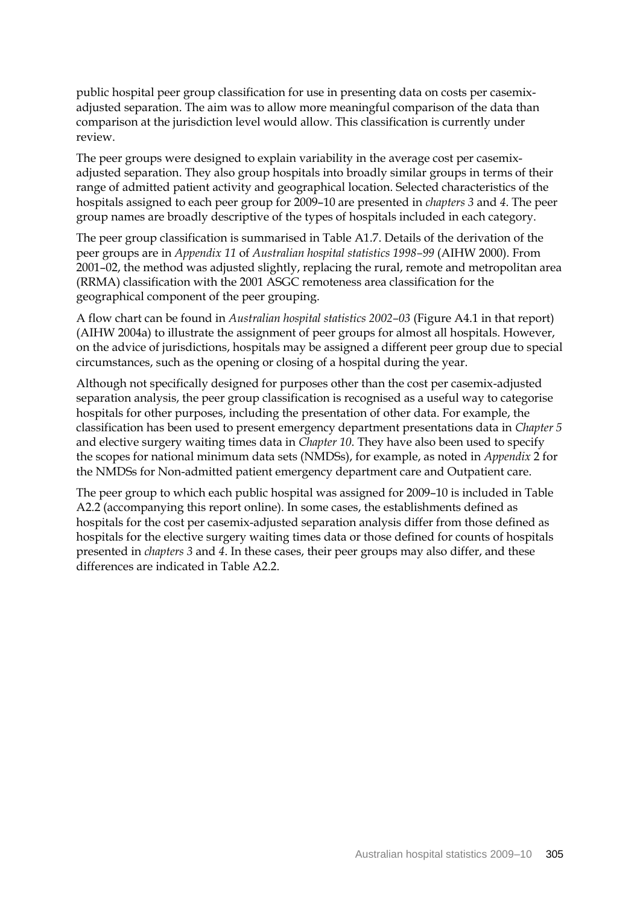public hospital peer group classification for use in presenting data on costs per casemix-adjusted separation. The aim was to allow more meaningful comparison of the data than comparison at the jurisdiction level would allow. This classification is currently under review.

The peer groups were designed to explain variability in the average cost per casemix-adjusted separation. They also group hospitals into broadly similar groups in terms of their range of admitted patient activity and geographical location. Selected characteristics of the hospitals assigned to each peer group for 2009–10 are presented in *chapters 3* and *4*. The peer group names are broadly descriptive of the types of hospitals included in each category.

The peer group classification is summarised in Table A1.7. Details of the derivation of the peer groups are in *Appendix 11* of *Australian hospital statistics 1998–99* (AIHW 2000). From 2001–02, the method was adjusted slightly, replacing the rural, remote and metropolitan area (RRMA) classification with the 2001 ASGC remoteness area classification for the geographical component of the peer grouping.

A flow chart can be found in *Australian hospital statistics 2002–03* (Figure A4.1 in that report) (AIHW 2004a) to illustrate the assignment of peer groups for almost all hospitals. However, on the advice of jurisdictions, hospitals may be assigned a different peer group due to special circumstances, such as the opening or closing of a hospital during the year.

Although not specifically designed for purposes other than the cost per casemix-adjusted separation analysis, the peer group classification is recognised as a useful way to categorise hospitals for other purposes, including the presentation of other data. For example, the classification has been used to present emergency department presentations data in *Chapter 5* and elective surgery waiting times data in *Chapter 10*. They have also been used to specify the scopes for national minimum data sets (NMDSs), for example, as noted in *Appendix* 2 for the NMDSs for Non-admitted patient emergency department care and Outpatient care.

The peer group to which each public hospital was assigned for 2009–10 is included in Table A2.2 (accompanying this report online). In some cases, the establishments defined as hospitals for the cost per casemix-adjusted separation analysis differ from those defined as hospitals for the elective surgery waiting times data or those defined for counts of hospitals presented in *chapters 3* and *4*. In these cases, their peer groups may also differ, and these differences are indicated in Table A2.2.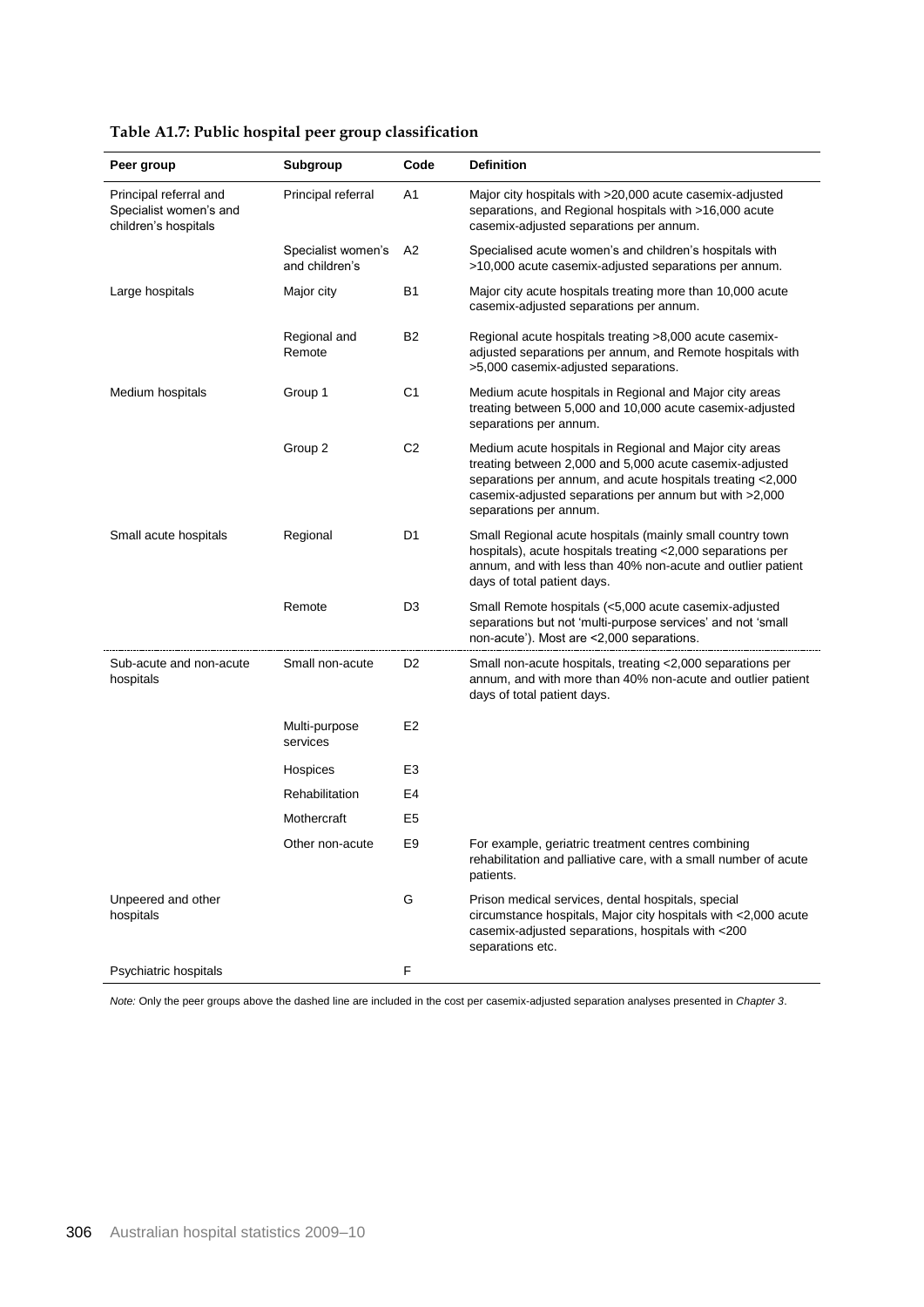**Table A1.7: Public hospital peer group classification**

| Peer group | Subgroup | Code | Definition |
|---|---|---|---|
| Principal referral and Specialist women's and children's hospitals | Principal referral | A1 | Major city hospitals with >20,000 acute casemix-adjusted separations, and Regional hospitals with >16,000 acute casemix-adjusted separations per annum. |
| | Specialist women's and children's | A2 | Specialised acute women's and children's hospitals with >10,000 acute casemix-adjusted separations per annum. |
| Large hospitals | Major city | B1 | Major city acute hospitals treating more than 10,000 acute casemix-adjusted separations per annum. |
| | Regional and Remote | B2 | Regional acute hospitals treating >8,000 acute casemix-adjusted separations per annum, and Remote hospitals with >5,000 casemix-adjusted separations. |
| Medium hospitals | Group 1 | C1 | Medium acute hospitals in Regional and Major city areas treating between 5,000 and 10,000 acute casemix-adjusted separations per annum. |
| | Group 2 | C2 | Medium acute hospitals in Regional and Major city areas treating between 2,000 and 5,000 acute casemix-adjusted separations per annum, and acute hospitals treating <2,000 casemix-adjusted separations per annum but with >2,000 separations per annum. |
| Small acute hospitals | Regional | D1 | Small Regional acute hospitals (mainly small country town hospitals), acute hospitals treating <2,000 separations per annum, and with less than 40% non-acute and outlier patient days of total patient days. |
| | Remote | D3 | Small Remote hospitals (<5,000 acute casemix-adjusted separations but not 'multi-purpose services' and not 'small non-acute'). Most are <2,000 separations. |
| Sub-acute and non-acute hospitals | Small non-acute | D2 | Small non-acute hospitals, treating <2,000 separations per annum, and with more than 40% non-acute and outlier patient days of total patient days. |
| | Multi-purpose services | E2 | |
| | Hospices | E3 | |
| | Rehabilitation | E4 | |
| | Mothercraft | E5 | |
| | Other non-acute | E9 | For example, geriatric treatment centres combining rehabilitation and palliative care, with a small number of acute patients. |
| Unpeered and other hospitals | | G | Prison medical services, dental hospitals, special circumstance hospitals, Major city hospitals with <2,000 acute casemix-adjusted separations, hospitals with <200 separations etc. |
| Psychiatric hospitals | | F | |

*Note:* Only the peer groups above the dashed line are included in the cost per casemix-adjusted separation analyses presented in *Chapter 3*.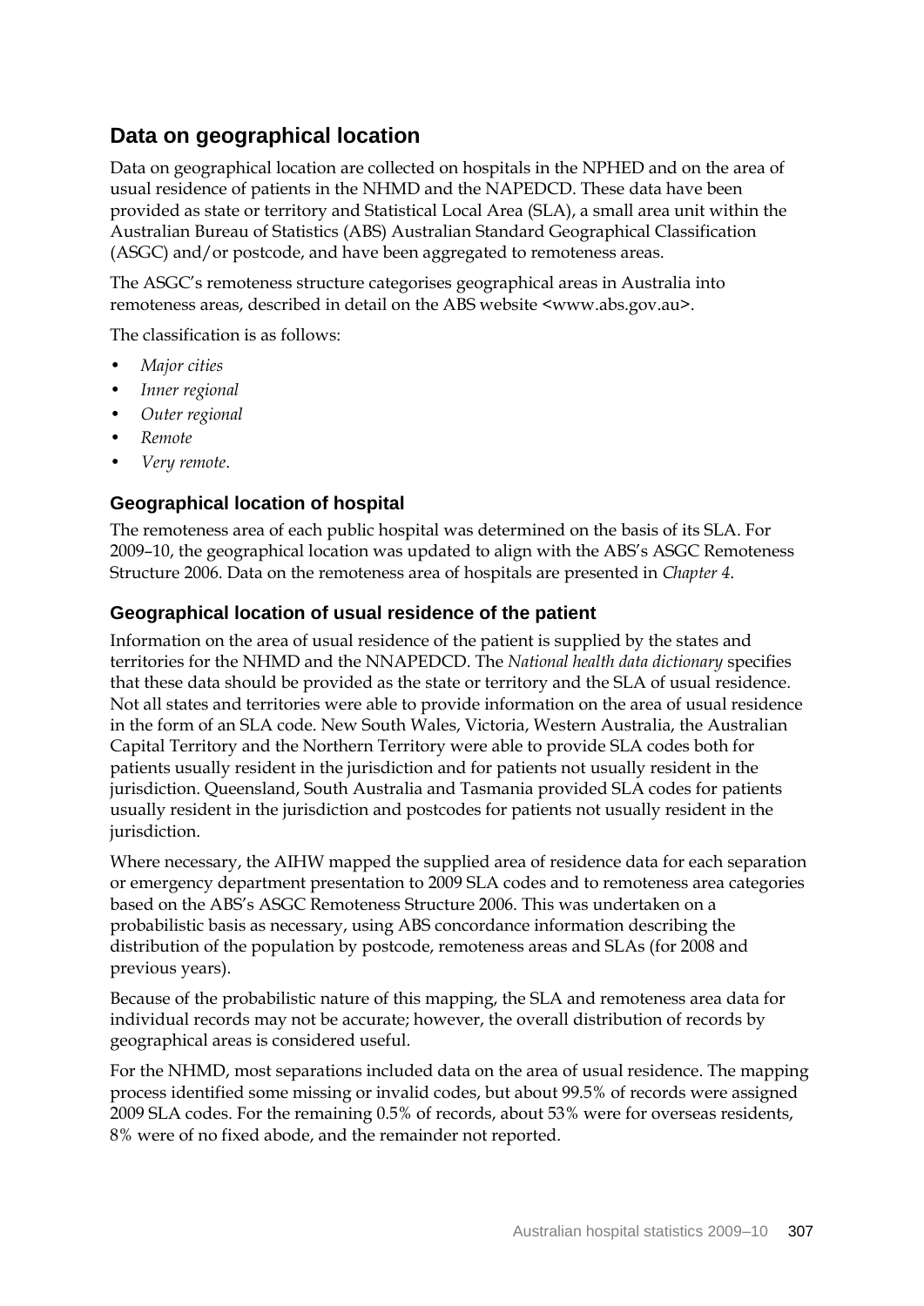## Data on geographical location

Data on geographical location are collected on hospitals in the NPHED and on the area of usual residence of patients in the NHMD and the NAPEDCD. These data have been provided as state or territory and Statistical Local Area (SLA), a small area unit within the Australian Bureau of Statistics (ABS) Australian Standard Geographical Classification (ASGC) and/or postcode, and have been aggregated to remoteness areas.

The ASGC's remoteness structure categorises geographical areas in Australia into remoteness areas, described in detail on the ABS website <www.abs.gov.au>.

The classification is as follows:

- *Major cities*
- *Inner regional*
- *Outer regional*
- *Remote*
- *Very remote*.

### Geographical location of hospital

The remoteness area of each public hospital was determined on the basis of its SLA. For 2009–10, the geographical location was updated to align with the ABS's ASGC Remoteness Structure 2006. Data on the remoteness area of hospitals are presented in *Chapter 4*.

### Geographical location of usual residence of the patient

Information on the area of usual residence of the patient is supplied by the states and territories for the NHMD and the NNAPEDCD. The *National health data dictionary* specifies that these data should be provided as the state or territory and the SLA of usual residence. Not all states and territories were able to provide information on the area of usual residence in the form of an SLA code. New South Wales, Victoria, Western Australia, the Australian Capital Territory and the Northern Territory were able to provide SLA codes both for patients usually resident in the jurisdiction and for patients not usually resident in the jurisdiction. Queensland, South Australia and Tasmania provided SLA codes for patients usually resident in the jurisdiction and postcodes for patients not usually resident in the jurisdiction.

Where necessary, the AIHW mapped the supplied area of residence data for each separation or emergency department presentation to 2009 SLA codes and to remoteness area categories based on the ABS's ASGC Remoteness Structure 2006. This was undertaken on a probabilistic basis as necessary, using ABS concordance information describing the distribution of the population by postcode, remoteness areas and SLAs (for 2008 and previous years).

Because of the probabilistic nature of this mapping, the SLA and remoteness area data for individual records may not be accurate; however, the overall distribution of records by geographical areas is considered useful.

For the NHMD, most separations included data on the area of usual residence. The mapping process identified some missing or invalid codes, but about 99.5% of records were assigned 2009 SLA codes. For the remaining 0.5% of records, about 53% were for overseas residents, 8% were of no fixed abode, and the remainder not reported.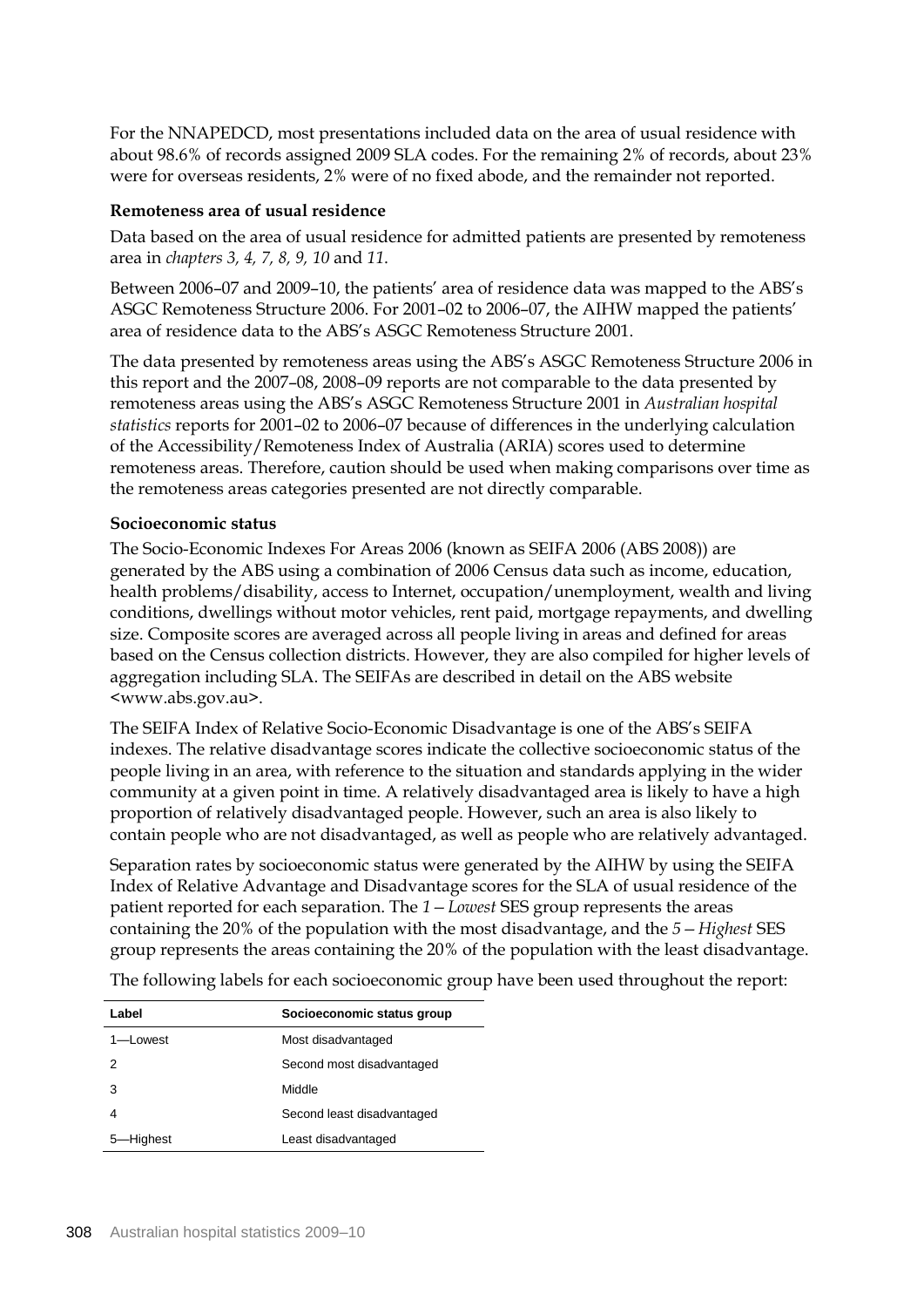For the NNAPEDCD, most presentations included data on the area of usual residence with about 98.6% of records assigned 2009 SLA codes. For the remaining 2% of records, about 23% were for overseas residents, 2% were of no fixed abode, and the remainder not reported.

**Remoteness area of usual residence**

Data based on the area of usual residence for admitted patients are presented by remoteness area in *chapters 3, 4, 7, 8, 9, 10* and *11*.

Between 2006–07 and 2009–10, the patients' area of residence data was mapped to the ABS's ASGC Remoteness Structure 2006. For 2001–02 to 2006–07, the AIHW mapped the patients' area of residence data to the ABS's ASGC Remoteness Structure 2001.

The data presented by remoteness areas using the ABS's ASGC Remoteness Structure 2006 in this report and the 2007–08, 2008–09 reports are not comparable to the data presented by remoteness areas using the ABS's ASGC Remoteness Structure 2001 in *Australian hospital statistics* reports for 2001–02 to 2006–07 because of differences in the underlying calculation of the Accessibility/Remoteness Index of Australia (ARIA) scores used to determine remoteness areas. Therefore, caution should be used when making comparisons over time as the remoteness areas categories presented are not directly comparable.

**Socioeconomic status**

The Socio-Economic Indexes For Areas 2006 (known as SEIFA 2006 (ABS 2008)) are generated by the ABS using a combination of 2006 Census data such as income, education, health problems/disability, access to Internet, occupation/unemployment, wealth and living conditions, dwellings without motor vehicles, rent paid, mortgage repayments, and dwelling size. Composite scores are averaged across all people living in areas and defined for areas based on the Census collection districts. However, they are also compiled for higher levels of aggregation including SLA. The SEIFAs are described in detail on the ABS website <www.abs.gov.au>.

The SEIFA Index of Relative Socio-Economic Disadvantage is one of the ABS's SEIFA indexes. The relative disadvantage scores indicate the collective socioeconomic status of the people living in an area, with reference to the situation and standards applying in the wider community at a given point in time. A relatively disadvantaged area is likely to have a high proportion of relatively disadvantaged people. However, such an area is also likely to contain people who are not disadvantaged, as well as people who are relatively advantaged.

Separation rates by socioeconomic status were generated by the AIHW by using the SEIFA Index of Relative Advantage and Disadvantage scores for the SLA of usual residence of the patient reported for each separation. The *1 — Lowest* SES group represents the areas containing the 20% of the population with the most disadvantage, and the *5 — Highest* SES group represents the areas containing the 20% of the population with the least disadvantage.

The following labels for each socioeconomic group have been used throughout the report:

| Label | Socioeconomic status group |
|---|---|
| 1—Lowest | Most disadvantaged |
| 2 | Second most disadvantaged |
| 3 | Middle |
| 4 | Second least disadvantaged |
| 5—Highest | Least disadvantaged |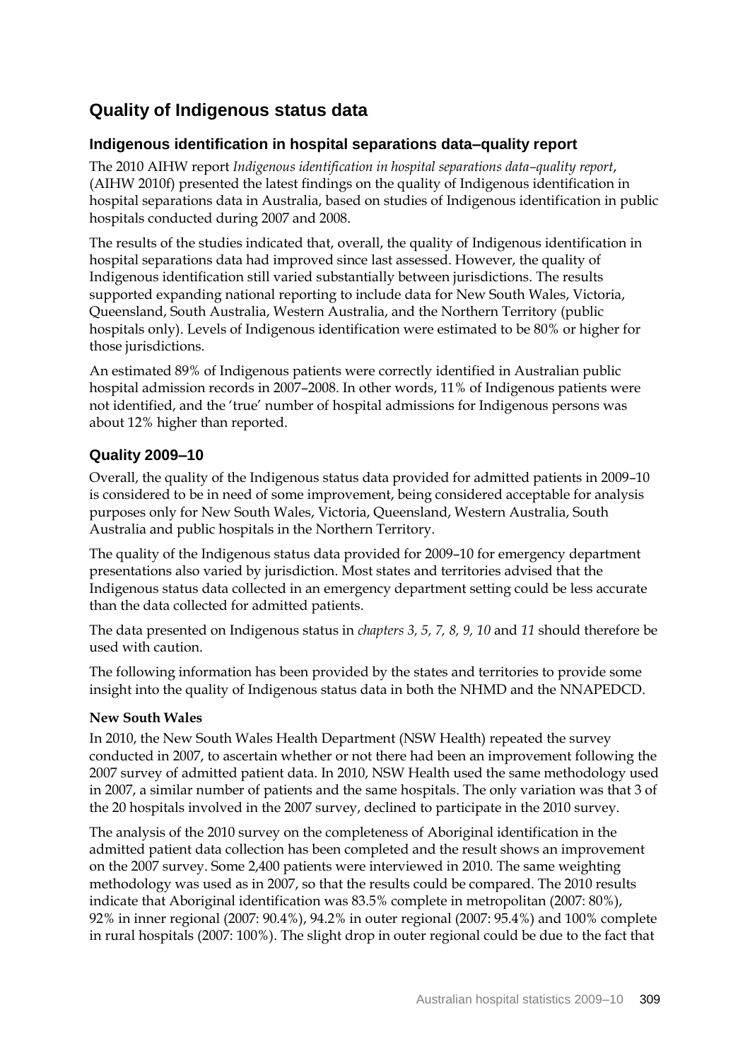## Quality of Indigenous status data

### Indigenous identification in hospital separations data–quality report

The 2010 AIHW report *Indigenous identification in hospital separations data–quality report*, (AIHW 2010f) presented the latest findings on the quality of Indigenous identification in hospital separations data in Australia, based on studies of Indigenous identification in public hospitals conducted during 2007 and 2008.

The results of the studies indicated that, overall, the quality of Indigenous identification in hospital separations data had improved since last assessed. However, the quality of Indigenous identification still varied substantially between jurisdictions. The results supported expanding national reporting to include data for New South Wales, Victoria, Queensland, South Australia, Western Australia, and the Northern Territory (public hospitals only). Levels of Indigenous identification were estimated to be 80% or higher for those jurisdictions.

An estimated 89% of Indigenous patients were correctly identified in Australian public hospital admission records in 2007–2008. In other words, 11% of Indigenous patients were not identified, and the 'true' number of hospital admissions for Indigenous persons was about 12% higher than reported.

### Quality 2009–10

Overall, the quality of the Indigenous status data provided for admitted patients in 2009–10 is considered to be in need of some improvement, being considered acceptable for analysis purposes only for New South Wales, Victoria, Queensland, Western Australia, South Australia and public hospitals in the Northern Territory.

The quality of the Indigenous status data provided for 2009–10 for emergency department presentations also varied by jurisdiction. Most states and territories advised that the Indigenous status data collected in an emergency department setting could be less accurate than the data collected for admitted patients.

The data presented on Indigenous status in *chapters 3, 5, 7, 8, 9, 10* and *11* should therefore be used with caution.

The following information has been provided by the states and territories to provide some insight into the quality of Indigenous status data in both the NHMD and the NNAPEDCD.

**New South Wales**

In 2010, the New South Wales Health Department (NSW Health) repeated the survey conducted in 2007, to ascertain whether or not there had been an improvement following the 2007 survey of admitted patient data. In 2010, NSW Health used the same methodology used in 2007, a similar number of patients and the same hospitals. The only variation was that 3 of the 20 hospitals involved in the 2007 survey, declined to participate in the 2010 survey.

The analysis of the 2010 survey on the completeness of Aboriginal identification in the admitted patient data collection has been completed and the result shows an improvement on the 2007 survey. Some 2,400 patients were interviewed in 2010. The same weighting methodology was used as in 2007, so that the results could be compared. The 2010 results indicate that Aboriginal identification was 83.5% complete in metropolitan (2007: 80%), 92% in inner regional (2007: 90.4%), 94.2% in outer regional (2007: 95.4%) and 100% complete in rural hospitals (2007: 100%). The slight drop in outer regional could be due to the fact that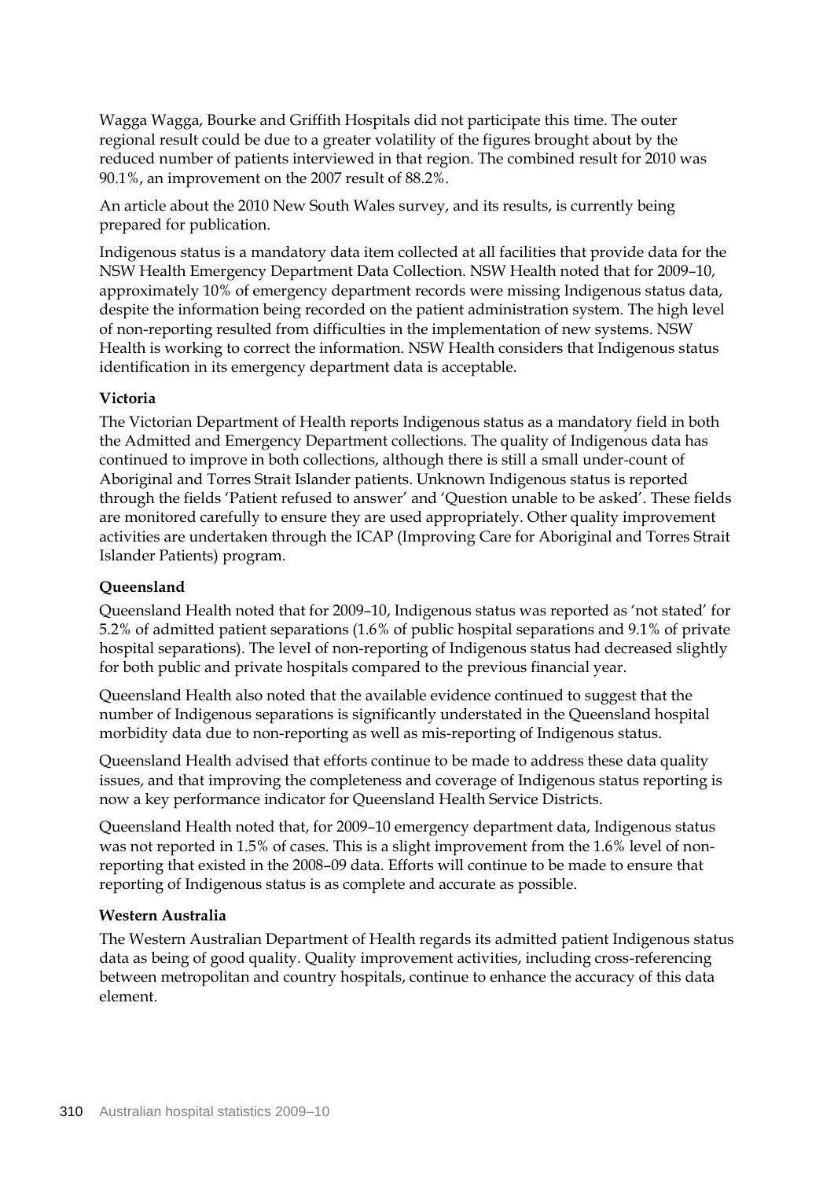Wagga Wagga, Bourke and Griffith Hospitals did not participate this time. The outer regional result could be due to a greater volatility of the figures brought about by the reduced number of patients interviewed in that region. The combined result for 2010 was 90.1%, an improvement on the 2007 result of 88.2%.

An article about the 2010 New South Wales survey, and its results, is currently being prepared for publication.

Indigenous status is a mandatory data item collected at all facilities that provide data for the NSW Health Emergency Department Data Collection. NSW Health noted that for 2009–10, approximately 10% of emergency department records were missing Indigenous status data, despite the information being recorded on the patient administration system. The high level of non-reporting resulted from difficulties in the implementation of new systems. NSW Health is working to correct the information. NSW Health considers that Indigenous status identification in its emergency department data is acceptable.

**Victoria**

The Victorian Department of Health reports Indigenous status as a mandatory field in both the Admitted and Emergency Department collections. The quality of Indigenous data has continued to improve in both collections, although there is still a small under-count of Aboriginal and Torres Strait Islander patients. Unknown Indigenous status is reported through the fields 'Patient refused to answer' and 'Question unable to be asked'. These fields are monitored carefully to ensure they are used appropriately. Other quality improvement activities are undertaken through the ICAP (Improving Care for Aboriginal and Torres Strait Islander Patients) program.

**Queensland**

Queensland Health noted that for 2009–10, Indigenous status was reported as 'not stated' for 5.2% of admitted patient separations (1.6% of public hospital separations and 9.1% of private hospital separations). The level of non-reporting of Indigenous status had decreased slightly for both public and private hospitals compared to the previous financial year.

Queensland Health also noted that the available evidence continued to suggest that the number of Indigenous separations is significantly understated in the Queensland hospital morbidity data due to non-reporting as well as mis-reporting of Indigenous status.

Queensland Health advised that efforts continue to be made to address these data quality issues, and that improving the completeness and coverage of Indigenous status reporting is now a key performance indicator for Queensland Health Service Districts.

Queensland Health noted that, for 2009–10 emergency department data, Indigenous status was not reported in 1.5% of cases. This is a slight improvement from the 1.6% level of non-reporting that existed in the 2008–09 data. Efforts will continue to be made to ensure that reporting of Indigenous status is as complete and accurate as possible.

**Western Australia**

The Western Australian Department of Health regards its admitted patient Indigenous status data as being of good quality. Quality improvement activities, including cross-referencing between metropolitan and country hospitals, continue to enhance the accuracy of this data element.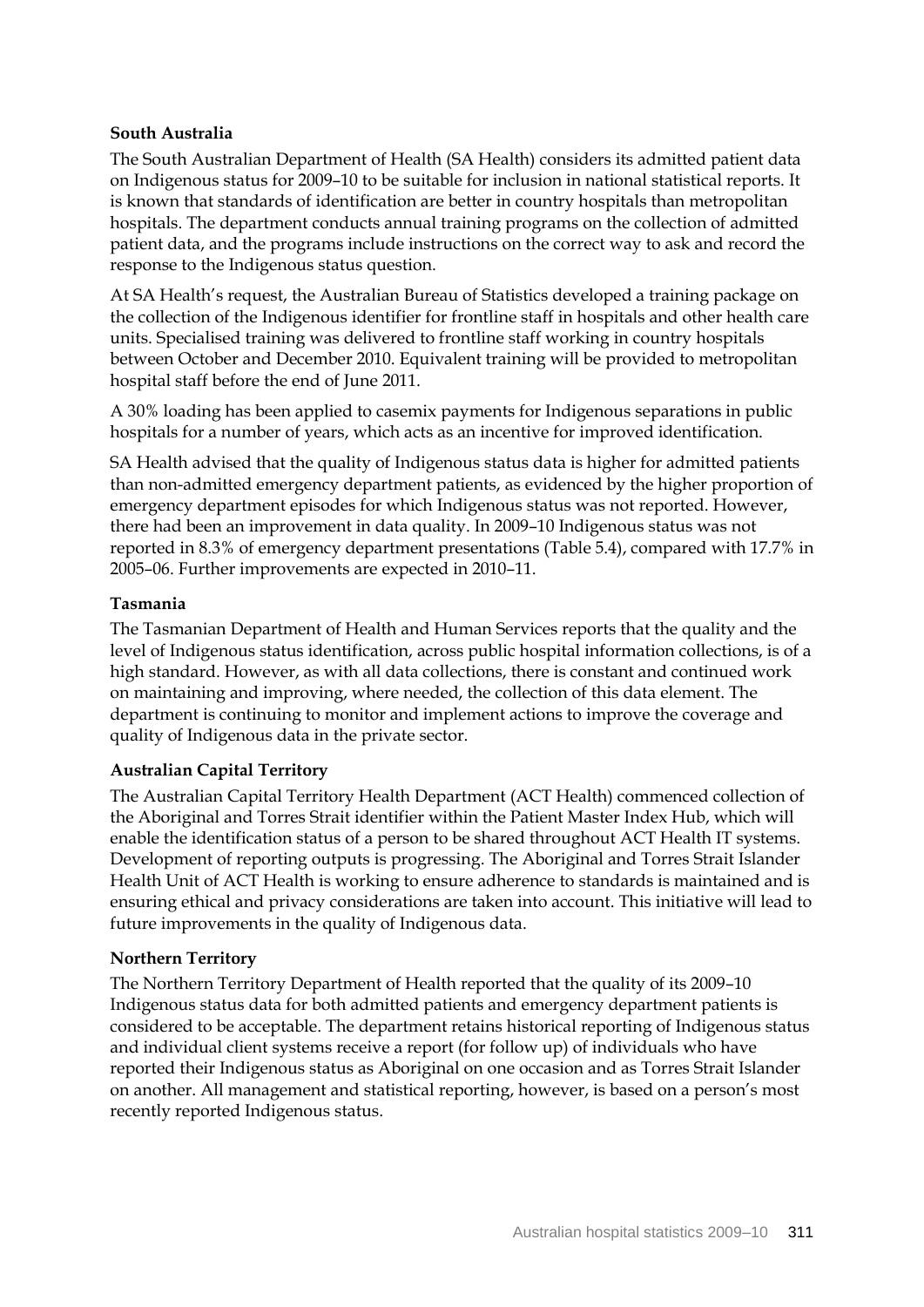**South Australia**

The South Australian Department of Health (SA Health) considers its admitted patient data on Indigenous status for 2009–10 to be suitable for inclusion in national statistical reports. It is known that standards of identification are better in country hospitals than metropolitan hospitals. The department conducts annual training programs on the collection of admitted patient data, and the programs include instructions on the correct way to ask and record the response to the Indigenous status question.

At SA Health's request, the Australian Bureau of Statistics developed a training package on the collection of the Indigenous identifier for frontline staff in hospitals and other health care units. Specialised training was delivered to frontline staff working in country hospitals between October and December 2010. Equivalent training will be provided to metropolitan hospital staff before the end of June 2011.

A 30% loading has been applied to casemix payments for Indigenous separations in public hospitals for a number of years, which acts as an incentive for improved identification.

SA Health advised that the quality of Indigenous status data is higher for admitted patients than non-admitted emergency department patients, as evidenced by the higher proportion of emergency department episodes for which Indigenous status was not reported. However, there had been an improvement in data quality. In 2009–10 Indigenous status was not reported in 8.3% of emergency department presentations (Table 5.4), compared with 17.7% in 2005–06. Further improvements are expected in 2010–11.

**Tasmania**

The Tasmanian Department of Health and Human Services reports that the quality and the level of Indigenous status identification, across public hospital information collections, is of a high standard. However, as with all data collections, there is constant and continued work on maintaining and improving, where needed, the collection of this data element. The department is continuing to monitor and implement actions to improve the coverage and quality of Indigenous data in the private sector.

**Australian Capital Territory**

The Australian Capital Territory Health Department (ACT Health) commenced collection of the Aboriginal and Torres Strait identifier within the Patient Master Index Hub, which will enable the identification status of a person to be shared throughout ACT Health IT systems. Development of reporting outputs is progressing. The Aboriginal and Torres Strait Islander Health Unit of ACT Health is working to ensure adherence to standards is maintained and is ensuring ethical and privacy considerations are taken into account. This initiative will lead to future improvements in the quality of Indigenous data.

**Northern Territory**

The Northern Territory Department of Health reported that the quality of its 2009–10 Indigenous status data for both admitted patients and emergency department patients is considered to be acceptable. The department retains historical reporting of Indigenous status and individual client systems receive a report (for follow up) of individuals who have reported their Indigenous status as Aboriginal on one occasion and as Torres Strait Islander on another. All management and statistical reporting, however, is based on a person's most recently reported Indigenous status.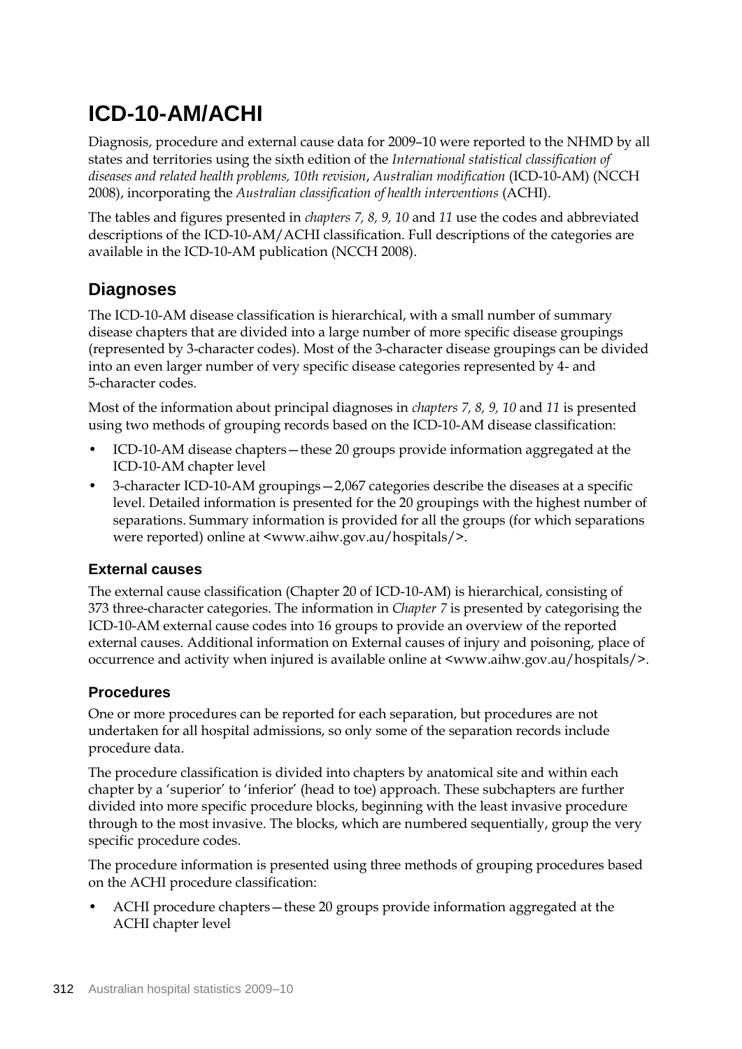# ICD-10-AM/ACHI

Diagnosis, procedure and external cause data for 2009–10 were reported to the NHMD by all states and territories using the sixth edition of the *International statistical classification of diseases and related health problems, 10th revision*, *Australian modification* (ICD-10-AM) (NCCH 2008), incorporating the *Australian classification of health interventions* (ACHI).

The tables and figures presented in *chapters 7, 8, 9, 10* and *11* use the codes and abbreviated descriptions of the ICD-10-AM/ACHI classification. Full descriptions of the categories are available in the ICD-10-AM publication (NCCH 2008).

## Diagnoses

The ICD-10-AM disease classification is hierarchical, with a small number of summary disease chapters that are divided into a large number of more specific disease groupings (represented by 3-character codes). Most of the 3-character disease groupings can be divided into an even larger number of very specific disease categories represented by 4- and 5-character codes.

Most of the information about principal diagnoses in *chapters 7, 8, 9, 10* and *11* is presented using two methods of grouping records based on the ICD-10-AM disease classification:

- ICD-10-AM disease chapters—these 20 groups provide information aggregated at the ICD-10-AM chapter level
- 3-character ICD-10-AM groupings—2,067 categories describe the diseases at a specific level. Detailed information is presented for the 20 groupings with the highest number of separations. Summary information is provided for all the groups (for which separations were reported) online at <www.aihw.gov.au/hospitals/>.

### External causes

The external cause classification (Chapter 20 of ICD-10-AM) is hierarchical, consisting of 373 three-character categories. The information in *Chapter 7* is presented by categorising the ICD-10-AM external cause codes into 16 groups to provide an overview of the reported external causes. Additional information on External causes of injury and poisoning, place of occurrence and activity when injured is available online at <www.aihw.gov.au/hospitals/>.

### Procedures

One or more procedures can be reported for each separation, but procedures are not undertaken for all hospital admissions, so only some of the separation records include procedure data.

The procedure classification is divided into chapters by anatomical site and within each chapter by a 'superior' to 'inferior' (head to toe) approach. These subchapters are further divided into more specific procedure blocks, beginning with the least invasive procedure through to the most invasive. The blocks, which are numbered sequentially, group the very specific procedure codes.

The procedure information is presented using three methods of grouping procedures based on the ACHI procedure classification:

- ACHI procedure chapters—these 20 groups provide information aggregated at the ACHI chapter level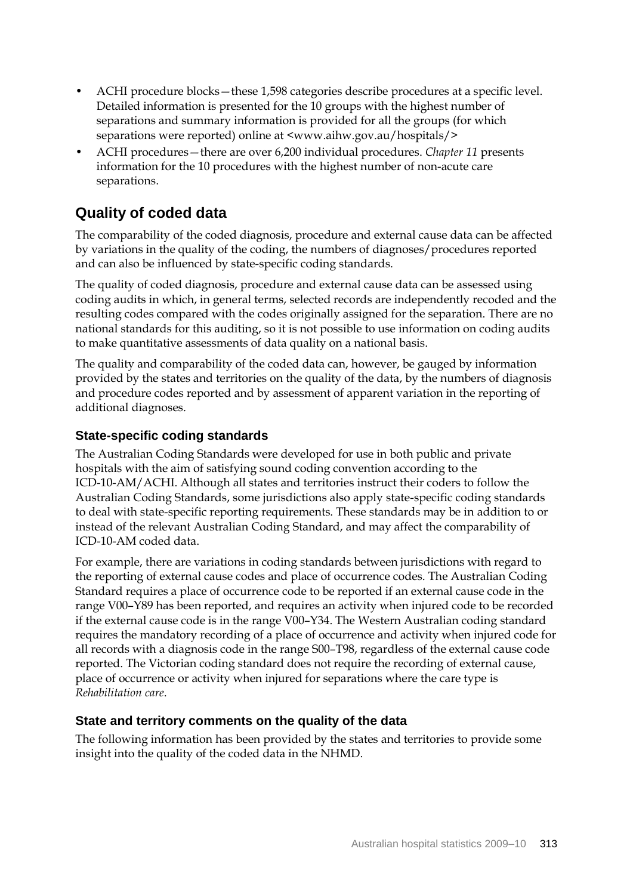- ACHI procedure blocks—these 1,598 categories describe procedures at a specific level. Detailed information is presented for the 10 groups with the highest number of separations and summary information is provided for all the groups (for which separations were reported) online at <www.aihw.gov.au/hospitals/>
- ACHI procedures—there are over 6,200 individual procedures. *Chapter 11* presents information for the 10 procedures with the highest number of non-acute care separations.

## Quality of coded data

The comparability of the coded diagnosis, procedure and external cause data can be affected by variations in the quality of the coding, the numbers of diagnoses/procedures reported and can also be influenced by state-specific coding standards.

The quality of coded diagnosis, procedure and external cause data can be assessed using coding audits in which, in general terms, selected records are independently recoded and the resulting codes compared with the codes originally assigned for the separation. There are no national standards for this auditing, so it is not possible to use information on coding audits to make quantitative assessments of data quality on a national basis.

The quality and comparability of the coded data can, however, be gauged by information provided by the states and territories on the quality of the data, by the numbers of diagnosis and procedure codes reported and by assessment of apparent variation in the reporting of additional diagnoses.

### State-specific coding standards

The Australian Coding Standards were developed for use in both public and private hospitals with the aim of satisfying sound coding convention according to the ICD-10-AM/ACHI. Although all states and territories instruct their coders to follow the Australian Coding Standards, some jurisdictions also apply state-specific coding standards to deal with state-specific reporting requirements. These standards may be in addition to or instead of the relevant Australian Coding Standard, and may affect the comparability of ICD-10-AM coded data.

For example, there are variations in coding standards between jurisdictions with regard to the reporting of external cause codes and place of occurrence codes. The Australian Coding Standard requires a place of occurrence code to be reported if an external cause code in the range V00–Y89 has been reported, and requires an activity when injured code to be recorded if the external cause code is in the range V00–Y34. The Western Australian coding standard requires the mandatory recording of a place of occurrence and activity when injured code for all records with a diagnosis code in the range S00–T98, regardless of the external cause code reported. The Victorian coding standard does not require the recording of external cause, place of occurrence or activity when injured for separations where the care type is *Rehabilitation care*.

### State and territory comments on the quality of the data

The following information has been provided by the states and territories to provide some insight into the quality of the coded data in the NHMD.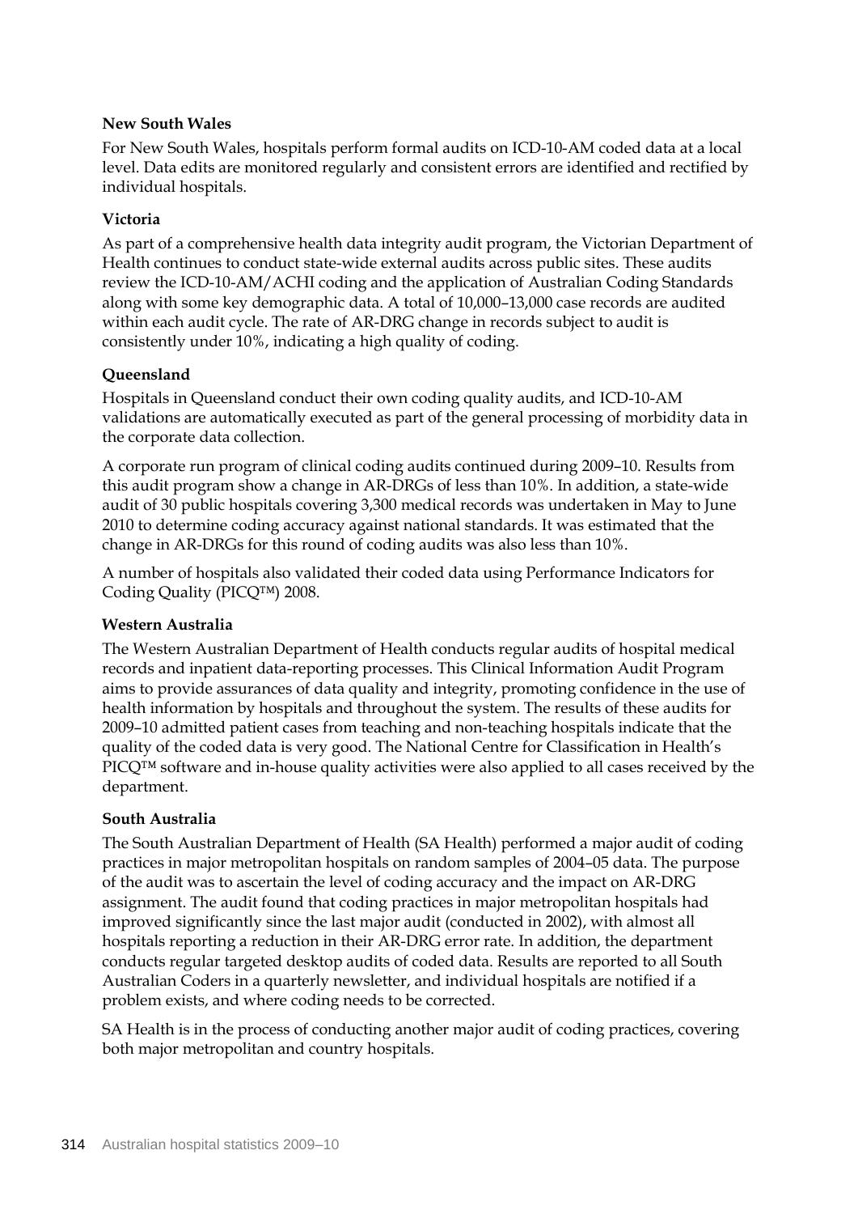**New South Wales**

For New South Wales, hospitals perform formal audits on ICD-10-AM coded data at a local level. Data edits are monitored regularly and consistent errors are identified and rectified by individual hospitals.

**Victoria**

As part of a comprehensive health data integrity audit program, the Victorian Department of Health continues to conduct state-wide external audits across public sites. These audits review the ICD-10-AM/ACHI coding and the application of Australian Coding Standards along with some key demographic data. A total of 10,000–13,000 case records are audited within each audit cycle. The rate of AR-DRG change in records subject to audit is consistently under 10%, indicating a high quality of coding.

**Queensland**

Hospitals in Queensland conduct their own coding quality audits, and ICD-10-AM validations are automatically executed as part of the general processing of morbidity data in the corporate data collection.

A corporate run program of clinical coding audits continued during 2009–10. Results from this audit program show a change in AR-DRGs of less than 10%. In addition, a state-wide audit of 30 public hospitals covering 3,300 medical records was undertaken in May to June 2010 to determine coding accuracy against national standards. It was estimated that the change in AR-DRGs for this round of coding audits was also less than 10%.

A number of hospitals also validated their coded data using Performance Indicators for Coding Quality (PICQ™) 2008.

**Western Australia**

The Western Australian Department of Health conducts regular audits of hospital medical records and inpatient data-reporting processes. This Clinical Information Audit Program aims to provide assurances of data quality and integrity, promoting confidence in the use of health information by hospitals and throughout the system. The results of these audits for 2009–10 admitted patient cases from teaching and non-teaching hospitals indicate that the quality of the coded data is very good. The National Centre for Classification in Health's PICQ™ software and in-house quality activities were also applied to all cases received by the department.

**South Australia**

The South Australian Department of Health (SA Health) performed a major audit of coding practices in major metropolitan hospitals on random samples of 2004–05 data. The purpose of the audit was to ascertain the level of coding accuracy and the impact on AR-DRG assignment. The audit found that coding practices in major metropolitan hospitals had improved significantly since the last major audit (conducted in 2002), with almost all hospitals reporting a reduction in their AR-DRG error rate. In addition, the department conducts regular targeted desktop audits of coded data. Results are reported to all South Australian Coders in a quarterly newsletter, and individual hospitals are notified if a problem exists, and where coding needs to be corrected.

SA Health is in the process of conducting another major audit of coding practices, covering both major metropolitan and country hospitals.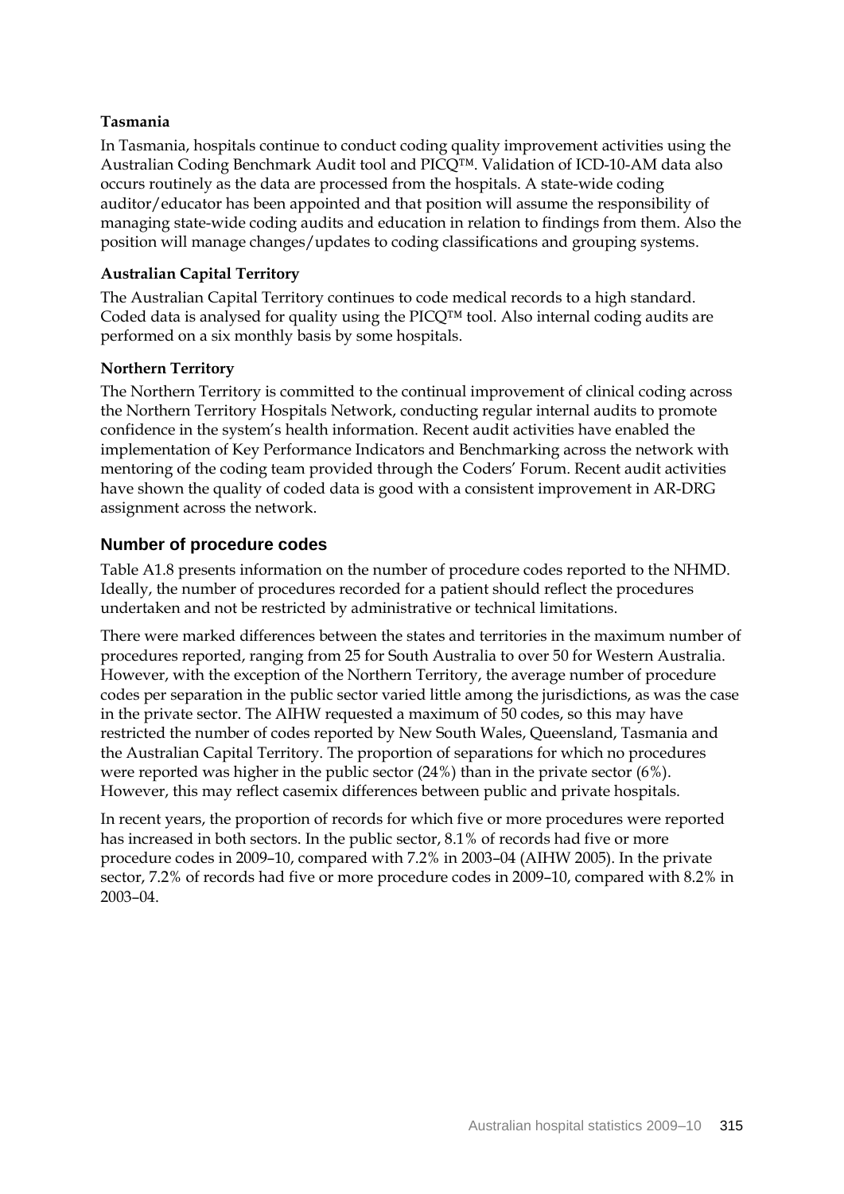**Tasmania**

In Tasmania, hospitals continue to conduct coding quality improvement activities using the Australian Coding Benchmark Audit tool and PICQ™. Validation of ICD-10-AM data also occurs routinely as the data are processed from the hospitals. A state-wide coding auditor/educator has been appointed and that position will assume the responsibility of managing state-wide coding audits and education in relation to findings from them. Also the position will manage changes/updates to coding classifications and grouping systems.

**Australian Capital Territory**

The Australian Capital Territory continues to code medical records to a high standard. Coded data is analysed for quality using the PICQ™ tool. Also internal coding audits are performed on a six monthly basis by some hospitals.

**Northern Territory**

The Northern Territory is committed to the continual improvement of clinical coding across the Northern Territory Hospitals Network, conducting regular internal audits to promote confidence in the system's health information. Recent audit activities have enabled the implementation of Key Performance Indicators and Benchmarking across the network with mentoring of the coding team provided through the Coders' Forum. Recent audit activities have shown the quality of coded data is good with a consistent improvement in AR-DRG assignment across the network.

## Number of procedure codes

Table A1.8 presents information on the number of procedure codes reported to the NHMD. Ideally, the number of procedures recorded for a patient should reflect the procedures undertaken and not be restricted by administrative or technical limitations.

There were marked differences between the states and territories in the maximum number of procedures reported, ranging from 25 for South Australia to over 50 for Western Australia. However, with the exception of the Northern Territory, the average number of procedure codes per separation in the public sector varied little among the jurisdictions, as was the case in the private sector. The AIHW requested a maximum of 50 codes, so this may have restricted the number of codes reported by New South Wales, Queensland, Tasmania and the Australian Capital Territory. The proportion of separations for which no procedures were reported was higher in the public sector (24%) than in the private sector (6%). However, this may reflect casemix differences between public and private hospitals.

In recent years, the proportion of records for which five or more procedures were reported has increased in both sectors. In the public sector, 8.1% of records had five or more procedure codes in 2009–10, compared with 7.2% in 2003–04 (AIHW 2005). In the private sector, 7.2% of records had five or more procedure codes in 2009–10, compared with 8.2% in 2003–04.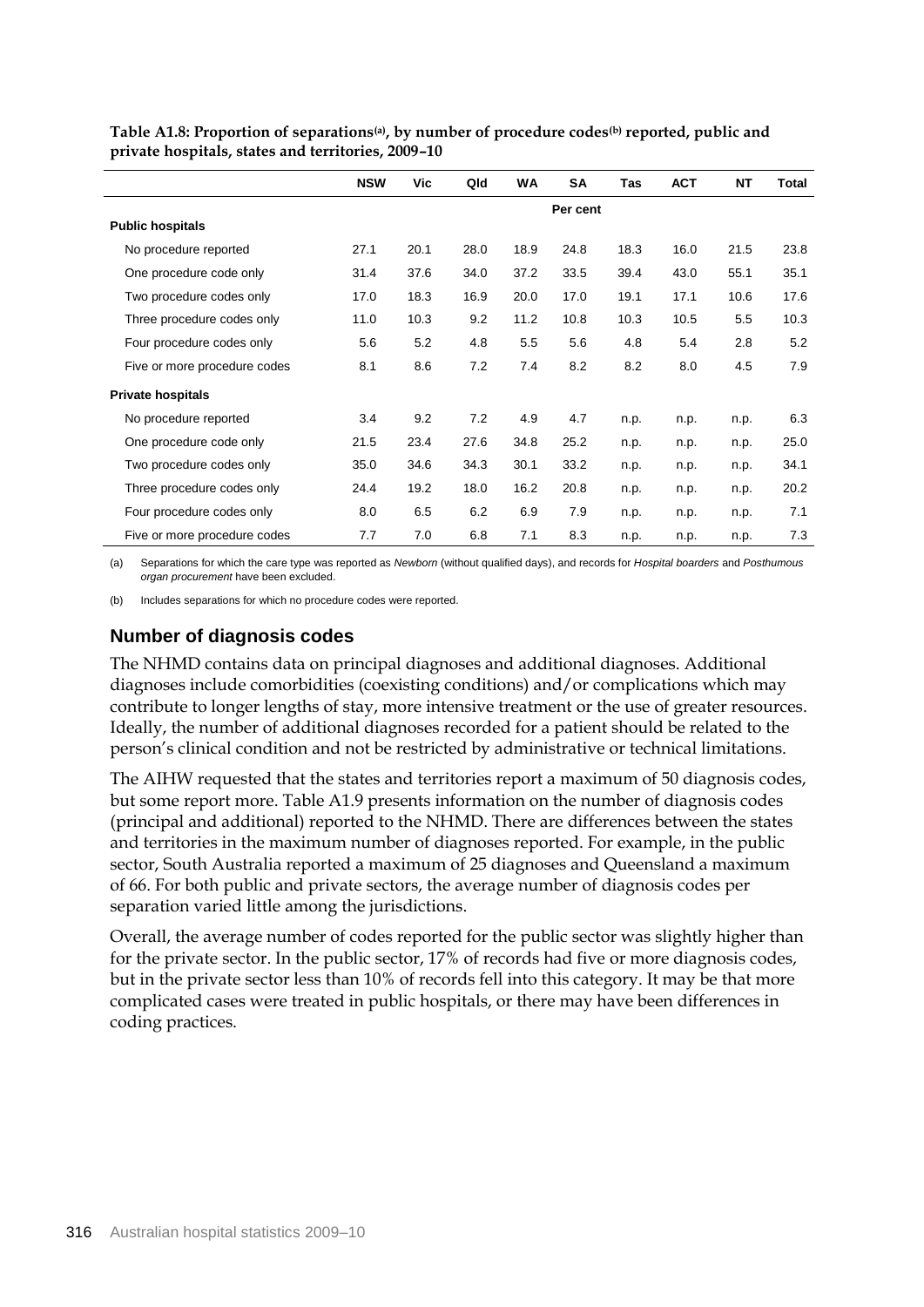**Table A1.8: Proportion of separations[(a)], by number of procedure codes[(b)] reported, public and private hospitals, states and territories, 2009–10**

| | NSW | Vic | Qld | WA | SA | Tas | ACT | NT | Total |
|---|---|---|---|---|---|---|---|---|---|
| | | | | | Per cent | | | | |
| **Public hospitals** | | | | | | | | | |
| No procedure reported | 27.1 | 20.1 | 28.0 | 18.9 | 24.8 | 18.3 | 16.0 | 21.5 | 23.8 |
| One procedure code only | 31.4 | 37.6 | 34.0 | 37.2 | 33.5 | 39.4 | 43.0 | 55.1 | 35.1 |
| Two procedure codes only | 17.0 | 18.3 | 16.9 | 20.0 | 17.0 | 19.1 | 17.1 | 10.6 | 17.6 |
| Three procedure codes only | 11.0 | 10.3 | 9.2 | 11.2 | 10.8 | 10.3 | 10.5 | 5.5 | 10.3 |
| Four procedure codes only | 5.6 | 5.2 | 4.8 | 5.5 | 5.6 | 4.8 | 5.4 | 2.8 | 5.2 |
| Five or more procedure codes | 8.1 | 8.6 | 7.2 | 7.4 | 8.2 | 8.2 | 8.0 | 4.5 | 7.9 |
| **Private hospitals** | | | | | | | | | |
| No procedure reported | 3.4 | 9.2 | 7.2 | 4.9 | 4.7 | n.p. | n.p. | n.p. | 6.3 |
| One procedure code only | 21.5 | 23.4 | 27.6 | 34.8 | 25.2 | n.p. | n.p. | n.p. | 25.0 |
| Two procedure codes only | 35.0 | 34.6 | 34.3 | 30.1 | 33.2 | n.p. | n.p. | n.p. | 34.1 |
| Three procedure codes only | 24.4 | 19.2 | 18.0 | 16.2 | 20.8 | n.p. | n.p. | n.p. | 20.2 |
| Four procedure codes only | 8.0 | 6.5 | 6.2 | 6.9 | 7.9 | n.p. | n.p. | n.p. | 7.1 |
| Five or more procedure codes | 7.7 | 7.0 | 6.8 | 7.1 | 8.3 | n.p. | n.p. | n.p. | 7.3 |

(a) Separations for which the care type was reported as *Newborn* (without qualified days), and records for *Hospital boarders* and *Posthumous organ procurement* have been excluded.

(b) Includes separations for which no procedure codes were reported.

## Number of diagnosis codes

The NHMD contains data on principal diagnoses and additional diagnoses. Additional diagnoses include comorbidities (coexisting conditions) and/or complications which may contribute to longer lengths of stay, more intensive treatment or the use of greater resources. Ideally, the number of additional diagnoses recorded for a patient should be related to the person's clinical condition and not be restricted by administrative or technical limitations.

The AIHW requested that the states and territories report a maximum of 50 diagnosis codes, but some report more. Table A1.9 presents information on the number of diagnosis codes (principal and additional) reported to the NHMD. There are differences between the states and territories in the maximum number of diagnoses reported. For example, in the public sector, South Australia reported a maximum of 25 diagnoses and Queensland a maximum of 66. For both public and private sectors, the average number of diagnosis codes per separation varied little among the jurisdictions.

Overall, the average number of codes reported for the public sector was slightly higher than for the private sector. In the public sector, 17% of records had five or more diagnosis codes, but in the private sector less than 10% of records fell into this category. It may be that more complicated cases were treated in public hospitals, or there may have been differences in coding practices.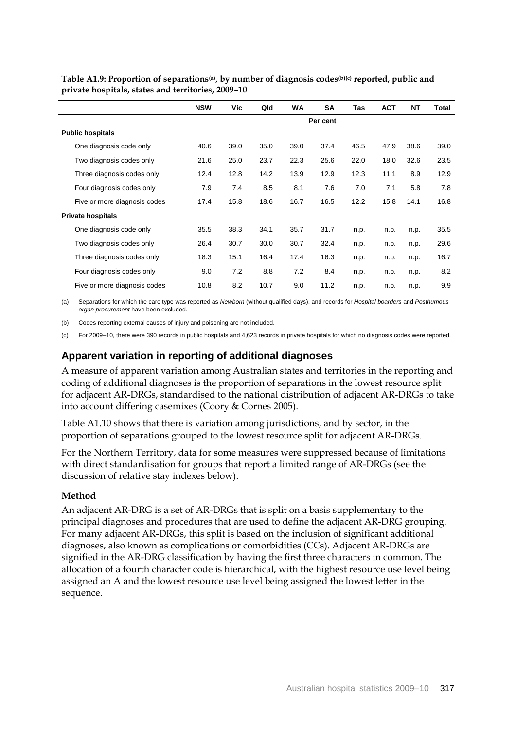**Table A1.9: Proportion of separations[(a)], by number of diagnosis codes[(b)(c)] reported, public and private hospitals, states and territories, 2009–10**

| | NSW | Vic | Qld | WA | SA | Tas | ACT | NT | Total |
|---|---|---|---|---|---|---|---|---|---|
| | | | | | Per cent | | | | |
| **Public hospitals** | | | | | | | | | |
| One diagnosis code only | 40.6 | 39.0 | 35.0 | 39.0 | 37.4 | 46.5 | 47.9 | 38.6 | 39.0 |
| Two diagnosis codes only | 21.6 | 25.0 | 23.7 | 22.3 | 25.6 | 22.0 | 18.0 | 32.6 | 23.5 |
| Three diagnosis codes only | 12.4 | 12.8 | 14.2 | 13.9 | 12.9 | 12.3 | 11.1 | 8.9 | 12.9 |
| Four diagnosis codes only | 7.9 | 7.4 | 8.5 | 8.1 | 7.6 | 7.0 | 7.1 | 5.8 | 7.8 |
| Five or more diagnosis codes | 17.4 | 15.8 | 18.6 | 16.7 | 16.5 | 12.2 | 15.8 | 14.1 | 16.8 |
| **Private hospitals** | | | | | | | | | |
| One diagnosis code only | 35.5 | 38.3 | 34.1 | 35.7 | 31.7 | n.p. | n.p. | n.p. | 35.5 |
| Two diagnosis codes only | 26.4 | 30.7 | 30.0 | 30.7 | 32.4 | n.p. | n.p. | n.p. | 29.6 |
| Three diagnosis codes only | 18.3 | 15.1 | 16.4 | 17.4 | 16.3 | n.p. | n.p. | n.p. | 16.7 |
| Four diagnosis codes only | 9.0 | 7.2 | 8.8 | 7.2 | 8.4 | n.p. | n.p. | n.p. | 8.2 |
| Five or more diagnosis codes | 10.8 | 8.2 | 10.7 | 9.0 | 11.2 | n.p. | n.p. | n.p. | 9.9 |

(a) Separations for which the care type was reported as *Newborn* (without qualified days), and records for *Hospital boarders* and *Posthumous organ procurement* have been excluded.

(b) Codes reporting external causes of injury and poisoning are not included.

(c) For 2009–10, there were 390 records in public hospitals and 4,623 records in private hospitals for which no diagnosis codes were reported.

## Apparent variation in reporting of additional diagnoses

A measure of apparent variation among Australian states and territories in the reporting and coding of additional diagnoses is the proportion of separations in the lowest resource split for adjacent AR-DRGs, standardised to the national distribution of adjacent AR-DRGs to take into account differing casemixes (Coory & Cornes 2005).

Table A1.10 shows that there is variation among jurisdictions, and by sector, in the proportion of separations grouped to the lowest resource split for adjacent AR-DRGs.

For the Northern Territory, data for some measures were suppressed because of limitations with direct standardisation for groups that report a limited range of AR-DRGs (see the discussion of relative stay indexes below).

### Method

An adjacent AR-DRG is a set of AR-DRGs that is split on a basis supplementary to the principal diagnoses and procedures that are used to define the adjacent AR-DRG grouping. For many adjacent AR-DRGs, this split is based on the inclusion of significant additional diagnoses, also known as complications or comorbidities (CCs). Adjacent AR-DRGs are signified in the AR-DRG classification by having the first three characters in common. The allocation of a fourth character code is hierarchical, with the highest resource use level being assigned an A and the lowest resource use level being assigned the lowest letter in the sequence.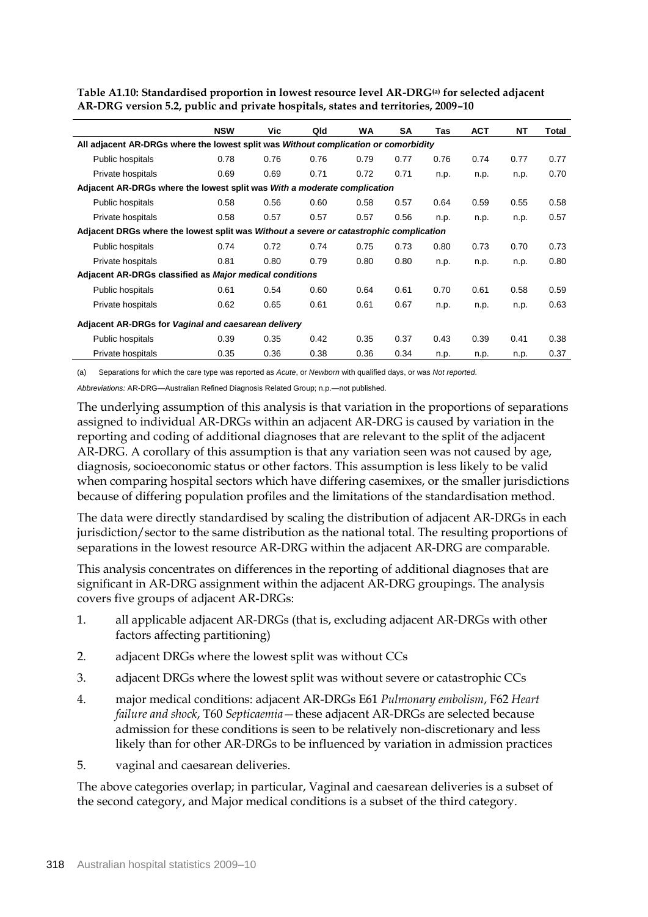**Table A1.10: Standardised proportion in lowest resource level AR-DRG[(a)] for selected adjacent AR-DRG version 5.2, public and private hospitals, states and territories, 2009–10**

| | NSW | Vic | Qld | WA | SA | Tas | ACT | NT | Total |
|---|---|---|---|---|---|---|---|---|---|
| **All adjacent AR-DRGs where the lowest split was *Without complication or comorbidity*** | | | | | | | | | |
| Public hospitals | 0.78 | 0.76 | 0.76 | 0.79 | 0.77 | 0.76 | 0.74 | 0.77 | 0.77 |
| Private hospitals | 0.69 | 0.69 | 0.71 | 0.72 | 0.71 | n.p. | n.p. | n.p. | 0.70 |
| **Adjacent AR-DRGs where the lowest split was *With a moderate complication*** | | | | | | | | | |
| Public hospitals | 0.58 | 0.56 | 0.60 | 0.58 | 0.57 | 0.64 | 0.59 | 0.55 | 0.58 |
| Private hospitals | 0.58 | 0.57 | 0.57 | 0.57 | 0.56 | n.p. | n.p. | n.p. | 0.57 |
| **Adjacent DRGs where the lowest split was *Without a severe or catastrophic complication*** | | | | | | | | | |
| Public hospitals | 0.74 | 0.72 | 0.74 | 0.75 | 0.73 | 0.80 | 0.73 | 0.70 | 0.73 |
| Private hospitals | 0.81 | 0.80 | 0.79 | 0.80 | 0.80 | n.p. | n.p. | n.p. | 0.80 |
| **Adjacent AR-DRGs classified as *Major medical conditions*** | | | | | | | | | |
| Public hospitals | 0.61 | 0.54 | 0.60 | 0.64 | 0.61 | 0.70 | 0.61 | 0.58 | 0.59 |
| Private hospitals | 0.62 | 0.65 | 0.61 | 0.61 | 0.67 | n.p. | n.p. | n.p. | 0.63 |
| **Adjacent AR-DRGs for *Vaginal and caesarean delivery*** | | | | | | | | | |
| Public hospitals | 0.39 | 0.35 | 0.42 | 0.35 | 0.37 | 0.43 | 0.39 | 0.41 | 0.38 |
| Private hospitals | 0.35 | 0.36 | 0.38 | 0.36 | 0.34 | n.p. | n.p. | n.p. | 0.37 |

(a) Separations for which the care type was reported as *Acute*, or *Newborn* with qualified days, or was *Not reported*.

*Abbreviations:* AR-DRG—Australian Refined Diagnosis Related Group; n.p.—not published.

The underlying assumption of this analysis is that variation in the proportions of separations assigned to individual AR-DRGs within an adjacent AR-DRG is caused by variation in the reporting and coding of additional diagnoses that are relevant to the split of the adjacent AR-DRG. A corollary of this assumption is that any variation seen was not caused by age, diagnosis, socioeconomic status or other factors. This assumption is less likely to be valid when comparing hospital sectors which have differing casemixes, or the smaller jurisdictions because of differing population profiles and the limitations of the standardisation method.

The data were directly standardised by scaling the distribution of adjacent AR-DRGs in each jurisdiction/sector to the same distribution as the national total. The resulting proportions of separations in the lowest resource AR-DRG within the adjacent AR-DRG are comparable.

This analysis concentrates on differences in the reporting of additional diagnoses that are significant in AR-DRG assignment within the adjacent AR-DRG groupings. The analysis covers five groups of adjacent AR-DRGs:

1. all applicable adjacent AR-DRGs (that is, excluding adjacent AR-DRGs with other factors affecting partitioning)
2. adjacent DRGs where the lowest split was without CCs
3. adjacent DRGs where the lowest split was without severe or catastrophic CCs
4. major medical conditions: adjacent AR-DRGs E61 *Pulmonary embolism*, F62 *Heart failure and shock*, T60 *Septicaemia*—these adjacent AR-DRGs are selected because admission for these conditions is seen to be relatively non-discretionary and less likely than for other AR-DRGs to be influenced by variation in admission practices
5. vaginal and caesarean deliveries.

The above categories overlap; in particular, Vaginal and caesarean deliveries is a subset of the second category, and Major medical conditions is a subset of the third category.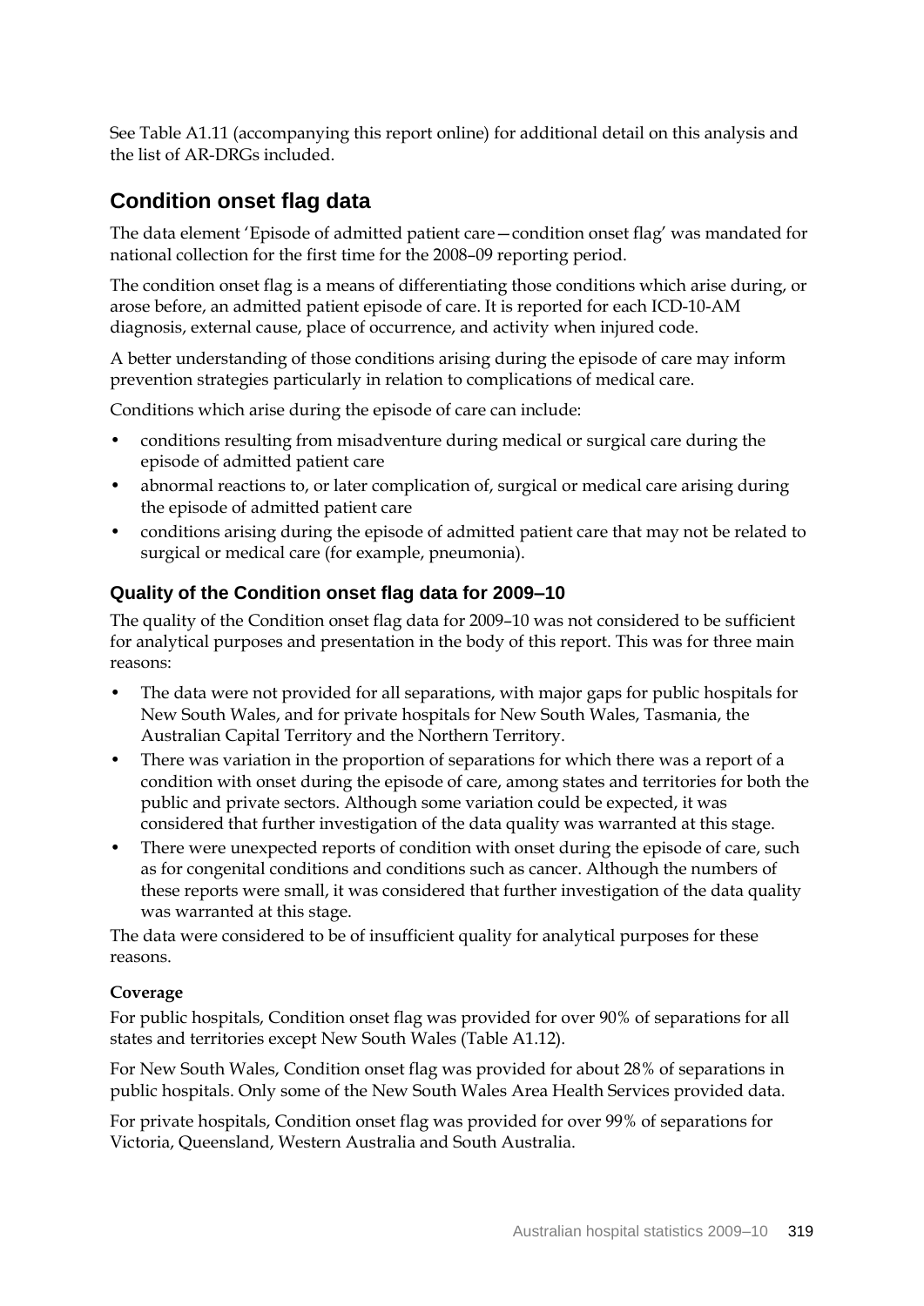See Table A1.11 (accompanying this report online) for additional detail on this analysis and the list of AR-DRGs included.

## Condition onset flag data

The data element 'Episode of admitted patient care—condition onset flag' was mandated for national collection for the first time for the 2008–09 reporting period.

The condition onset flag is a means of differentiating those conditions which arise during, or arose before, an admitted patient episode of care. It is reported for each ICD-10-AM diagnosis, external cause, place of occurrence, and activity when injured code.

A better understanding of those conditions arising during the episode of care may inform prevention strategies particularly in relation to complications of medical care.

Conditions which arise during the episode of care can include:

- conditions resulting from misadventure during medical or surgical care during the episode of admitted patient care
- abnormal reactions to, or later complication of, surgical or medical care arising during the episode of admitted patient care
- conditions arising during the episode of admitted patient care that may not be related to surgical or medical care (for example, pneumonia).

### Quality of the Condition onset flag data for 2009–10

The quality of the Condition onset flag data for 2009–10 was not considered to be sufficient for analytical purposes and presentation in the body of this report. This was for three main reasons:

- The data were not provided for all separations, with major gaps for public hospitals for New South Wales, and for private hospitals for New South Wales, Tasmania, the Australian Capital Territory and the Northern Territory.
- There was variation in the proportion of separations for which there was a report of a condition with onset during the episode of care, among states and territories for both the public and private sectors. Although some variation could be expected, it was considered that further investigation of the data quality was warranted at this stage.
- There were unexpected reports of condition with onset during the episode of care, such as for congenital conditions and conditions such as cancer. Although the numbers of these reports were small, it was considered that further investigation of the data quality was warranted at this stage.

The data were considered to be of insufficient quality for analytical purposes for these reasons.

**Coverage**

For public hospitals, Condition onset flag was provided for over 90% of separations for all states and territories except New South Wales (Table A1.12).

For New South Wales, Condition onset flag was provided for about 28% of separations in public hospitals. Only some of the New South Wales Area Health Services provided data.

For private hospitals, Condition onset flag was provided for over 99% of separations for Victoria, Queensland, Western Australia and South Australia.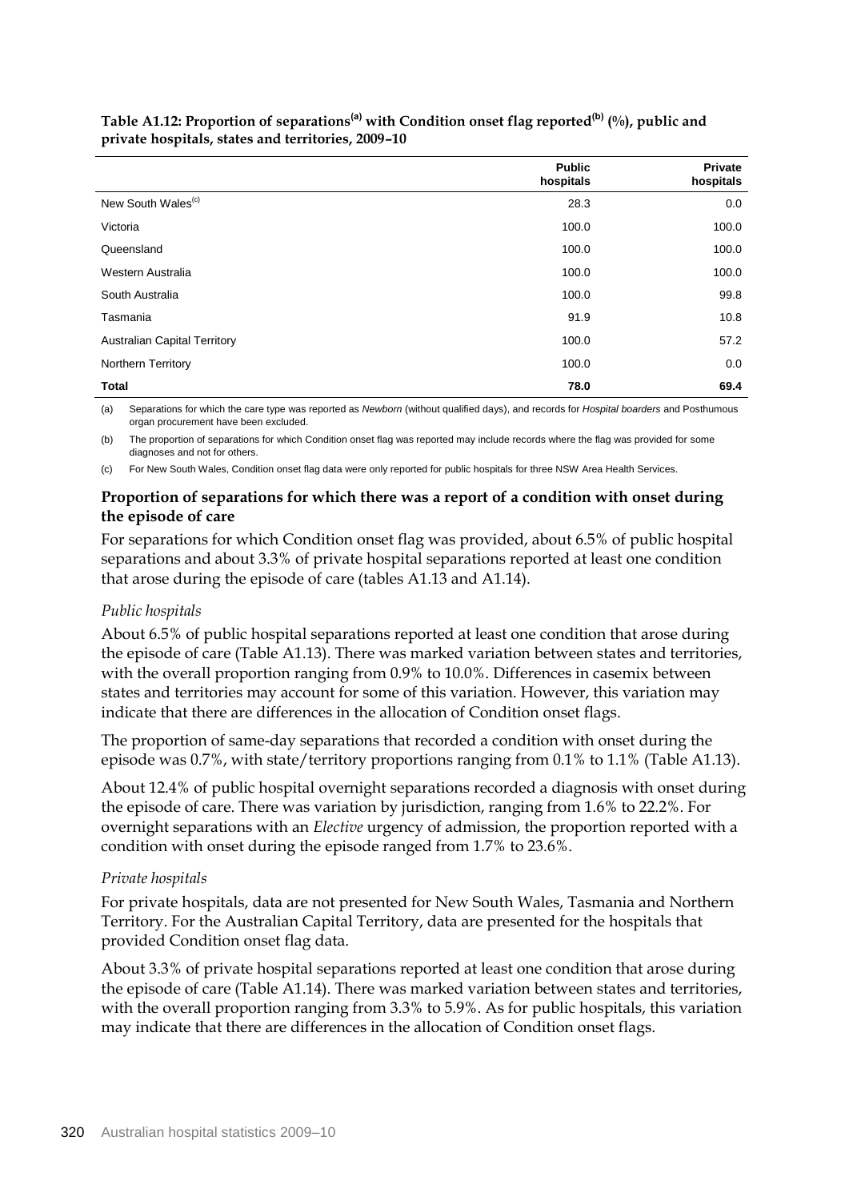**Table A1.12: Proportion of separations[(a)] with Condition onset flag reported[(b)] (%), public and private hospitals, states and territories, 2009–10**

| | Public hospitals | Private hospitals |
|---|---|---|
| New South Wales[(c)] | 28.3 | 0.0 |
| Victoria | 100.0 | 100.0 |
| Queensland | 100.0 | 100.0 |
| Western Australia | 100.0 | 100.0 |
| South Australia | 100.0 | 99.8 |
| Tasmania | 91.9 | 10.8 |
| Australian Capital Territory | 100.0 | 57.2 |
| Northern Territory | 100.0 | 0.0 |
| **Total** | **78.0** | **69.4** |

(a) Separations for which the care type was reported as *Newborn* (without qualified days), and records for *Hospital boarders* and Posthumous organ procurement have been excluded.

(b) The proportion of separations for which Condition onset flag was reported may include records where the flag was provided for some diagnoses and not for others.

(c) For New South Wales, Condition onset flag data were only reported for public hospitals for three NSW Area Health Services.

### Proportion of separations for which there was a report of a condition with onset during the episode of care

For separations for which Condition onset flag was provided, about 6.5% of public hospital separations and about 3.3% of private hospital separations reported at least one condition that arose during the episode of care (tables A1.13 and A1.14).

*Public hospitals*

About 6.5% of public hospital separations reported at least one condition that arose during the episode of care (Table A1.13). There was marked variation between states and territories, with the overall proportion ranging from 0.9% to 10.0%. Differences in casemix between states and territories may account for some of this variation. However, this variation may indicate that there are differences in the allocation of Condition onset flags.

The proportion of same-day separations that recorded a condition with onset during the episode was 0.7%, with state/territory proportions ranging from 0.1% to 1.1% (Table A1.13).

About 12.4% of public hospital overnight separations recorded a diagnosis with onset during the episode of care. There was variation by jurisdiction, ranging from 1.6% to 22.2%. For overnight separations with an *Elective* urgency of admission, the proportion reported with a condition with onset during the episode ranged from 1.7% to 23.6%.

*Private hospitals*

For private hospitals, data are not presented for New South Wales, Tasmania and Northern Territory. For the Australian Capital Territory, data are presented for the hospitals that provided Condition onset flag data.

About 3.3% of private hospital separations reported at least one condition that arose during the episode of care (Table A1.14). There was marked variation between states and territories, with the overall proportion ranging from 3.3% to 5.9%. As for public hospitals, this variation may indicate that there are differences in the allocation of Condition onset flags.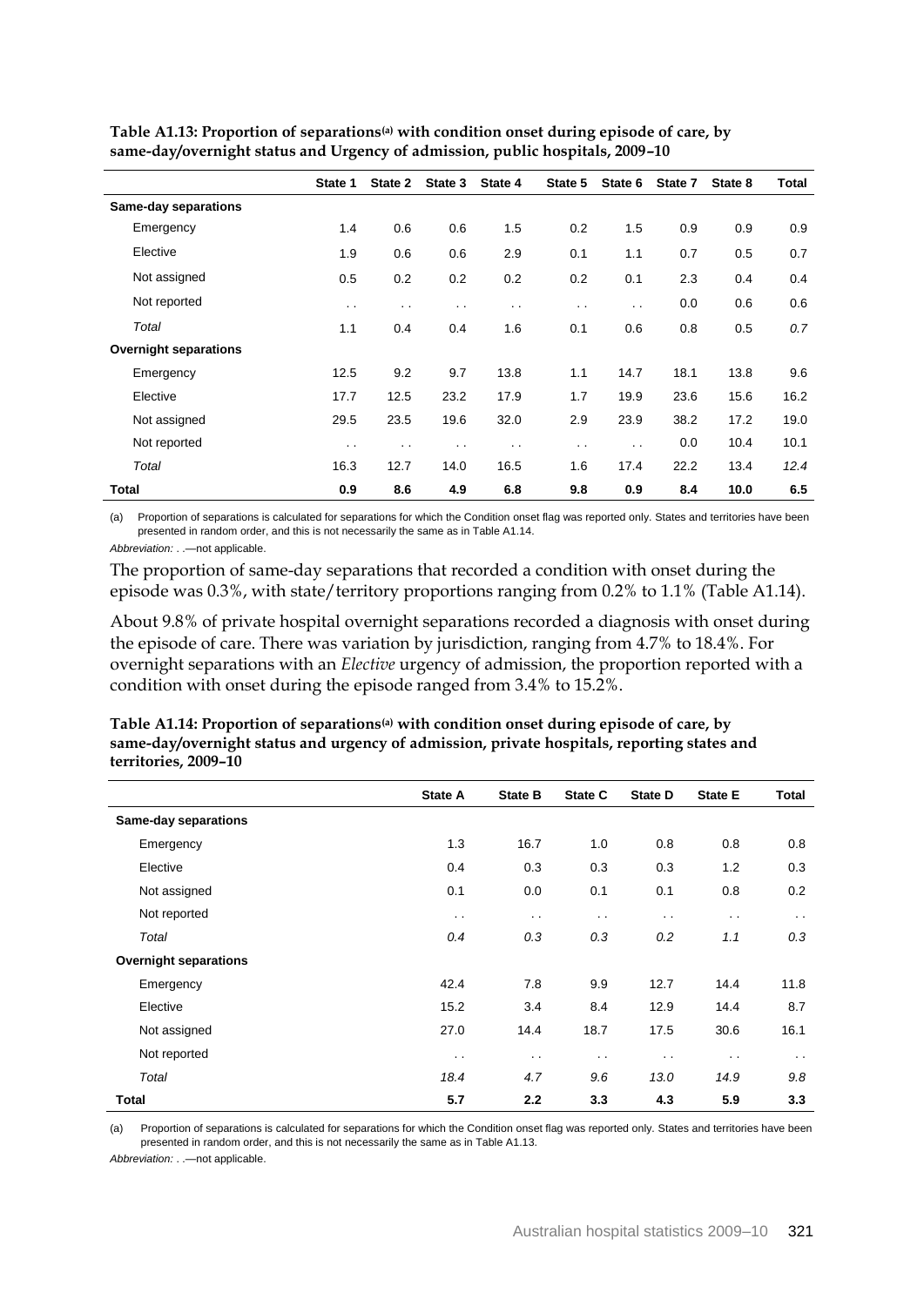**Table A1.13: Proportion of separations[(a)] with condition onset during episode of care, by same-day/overnight status and Urgency of admission, public hospitals, 2009–10**

| | State 1 | State 2 | State 3 | State 4 | State 5 | State 6 | State 7 | State 8 | Total |
|---|---|---|---|---|---|---|---|---|---|
| **Same-day separations** | | | | | | | | | |
| Emergency | 1.4 | 0.6 | 0.6 | 1.5 | 0.2 | 1.5 | 0.9 | 0.9 | 0.9 |
| Elective | 1.9 | 0.6 | 0.6 | 2.9 | 0.1 | 1.1 | 0.7 | 0.5 | 0.7 |
| Not assigned | 0.5 | 0.2 | 0.2 | 0.2 | 0.2 | 0.1 | 2.3 | 0.4 | 0.4 |
| Not reported | . . | . . | . . | . . | . . | . . | 0.0 | 0.6 | 0.6 |
| *Total* | 1.1 | 0.4 | 0.4 | 1.6 | 0.1 | 0.6 | 0.8 | 0.5 | *0.7* |
| **Overnight separations** | | | | | | | | | |
| Emergency | 12.5 | 9.2 | 9.7 | 13.8 | 1.1 | 14.7 | 18.1 | 13.8 | 9.6 |
| Elective | 17.7 | 12.5 | 23.2 | 17.9 | 1.7 | 19.9 | 23.6 | 15.6 | 16.2 |
| Not assigned | 29.5 | 23.5 | 19.6 | 32.0 | 2.9 | 23.9 | 38.2 | 17.2 | 19.0 |
| Not reported | . . | . . | . . | . . | . . | . . | 0.0 | 10.4 | 10.1 |
| *Total* | 16.3 | 12.7 | 14.0 | 16.5 | 1.6 | 17.4 | 22.2 | 13.4 | *12.4* |
| **Total** | **0.9** | **8.6** | **4.9** | **6.8** | **9.8** | **0.9** | **8.4** | **10.0** | **6.5** |

(a) Proportion of separations is calculated for separations for which the Condition onset flag was reported only. States and territories have been presented in random order, and this is not necessarily the same as in Table A1.14.

*Abbreviation:* . .—not applicable.

The proportion of same-day separations that recorded a condition with onset during the episode was 0.3%, with state/territory proportions ranging from 0.2% to 1.1% (Table A1.14).

About 9.8% of private hospital overnight separations recorded a diagnosis with onset during the episode of care. There was variation by jurisdiction, ranging from 4.7% to 18.4%. For overnight separations with an *Elective* urgency of admission, the proportion reported with a condition with onset during the episode ranged from 3.4% to 15.2%.

**Table A1.14: Proportion of separations[(a)] with condition onset during episode of care, by same-day/overnight status and urgency of admission, private hospitals, reporting states and territories, 2009–10**

| | State A | State B | State C | State D | State E | Total |
|---|---|---|---|---|---|---|
| **Same-day separations** | | | | | | |
| Emergency | 1.3 | 16.7 | 1.0 | 0.8 | 0.8 | 0.8 |
| Elective | 0.4 | 0.3 | 0.3 | 0.3 | 1.2 | 0.3 |
| Not assigned | 0.1 | 0.0 | 0.1 | 0.1 | 0.8 | 0.2 |
| Not reported | . . | . . | . . | . . | . . | . . |
| *Total* | *0.4* | *0.3* | *0.3* | *0.2* | *1.1* | *0.3* |
| **Overnight separations** | | | | | | |
| Emergency | 42.4 | 7.8 | 9.9 | 12.7 | 14.4 | 11.8 |
| Elective | 15.2 | 3.4 | 8.4 | 12.9 | 14.4 | 8.7 |
| Not assigned | 27.0 | 14.4 | 18.7 | 17.5 | 30.6 | 16.1 |
| Not reported | . . | . . | . . | . . | . . | . . |
| *Total* | *18.4* | *4.7* | *9.6* | *13.0* | *14.9* | *9.8* |
| **Total** | **5.7** | **2.2** | **3.3** | **4.3** | **5.9** | **3.3** |

(a) Proportion of separations is calculated for separations for which the Condition onset flag was reported only. States and territories have been presented in random order, and this is not necessarily the same as in Table A1.13.

*Abbreviation:* . .—not applicable.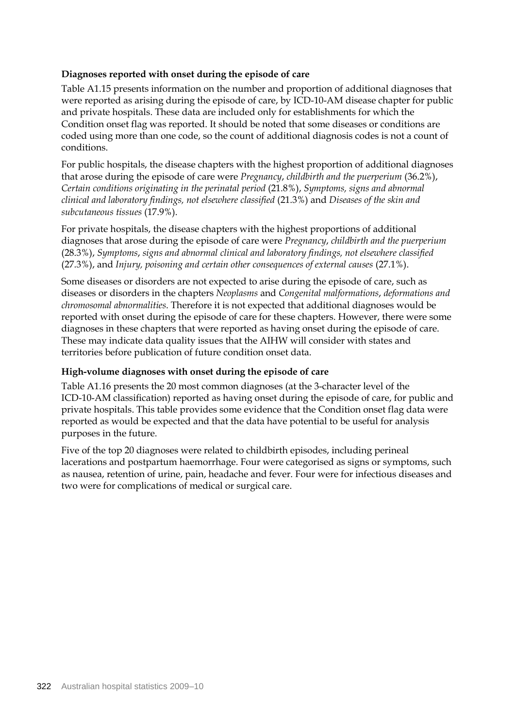**Diagnoses reported with onset during the episode of care**

Table A1.15 presents information on the number and proportion of additional diagnoses that were reported as arising during the episode of care, by ICD-10-AM disease chapter for public and private hospitals. These data are included only for establishments for which the Condition onset flag was reported. It should be noted that some diseases or conditions are coded using more than one code, so the count of additional diagnosis codes is not a count of conditions.

For public hospitals, the disease chapters with the highest proportion of additional diagnoses that arose during the episode of care were *Pregnancy, childbirth and the puerperium* (36.2%), *Certain conditions originating in the perinatal period* (21.8%), *Symptoms, signs and abnormal clinical and laboratory findings, not elsewhere classified* (21.3%) and *Diseases of the skin and subcutaneous tissues* (17.9%).

For private hospitals, the disease chapters with the highest proportions of additional diagnoses that arose during the episode of care were *Pregnancy, childbirth and the puerperium* (28.3%), *Symptoms, signs and abnormal clinical and laboratory findings, not elsewhere classified* (27.3%), and *Injury, poisoning and certain other consequences of external causes* (27.1%).

Some diseases or disorders are not expected to arise during the episode of care, such as diseases or disorders in the chapters *Neoplasms* and *Congenital malformations, deformations and chromosomal abnormalities*. Therefore it is not expected that additional diagnoses would be reported with onset during the episode of care for these chapters. However, there were some diagnoses in these chapters that were reported as having onset during the episode of care. These may indicate data quality issues that the AIHW will consider with states and territories before publication of future condition onset data.

**High-volume diagnoses with onset during the episode of care**

Table A1.16 presents the 20 most common diagnoses (at the 3-character level of the ICD-10-AM classification) reported as having onset during the episode of care, for public and private hospitals. This table provides some evidence that the Condition onset flag data were reported as would be expected and that the data have potential to be useful for analysis purposes in the future.

Five of the top 20 diagnoses were related to childbirth episodes, including perineal lacerations and postpartum haemorrhage. Four were categorised as signs or symptoms, such as nausea, retention of urine, pain, headache and fever. Four were for infectious diseases and two were for complications of medical or surgical care.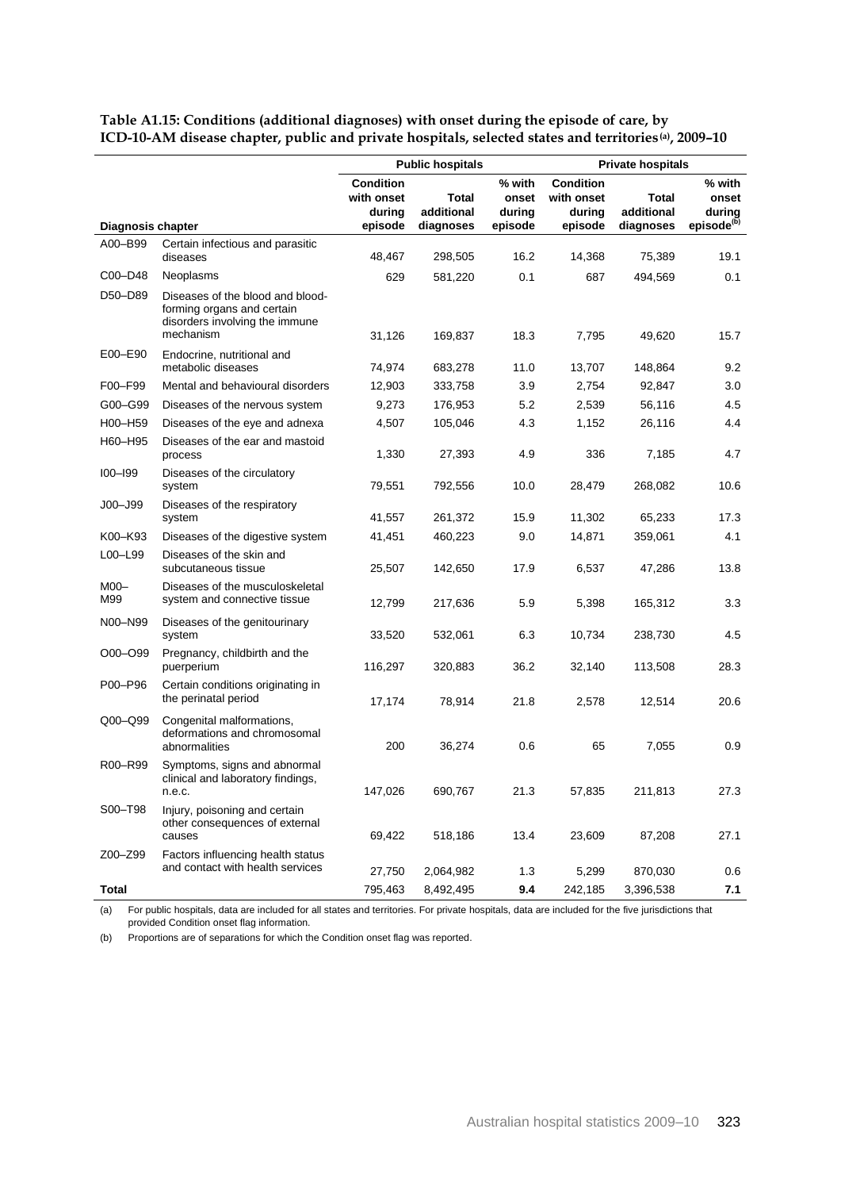**Table A1.15: Conditions (additional diagnoses) with onset during the episode of care, by ICD-10-AM disease chapter, public and private hospitals, selected states and territories[(a)], 2009–10**

| | | Public hospitals | | | Private hospitals | | |
|---|---|---|---|---|---|---|---|
| **Diagnosis chapter** | | **Condition with onset during episode** | **Total additional diagnoses** | **% with onset during episode** | **Condition with onset during episode** | **Total additional diagnoses** | **% with onset during episode[(b)]** |
| A00–B99 | Certain infectious and parasitic diseases | 48,467 | 298,505 | 16.2 | 14,368 | 75,389 | 19.1 |
| C00–D48 | Neoplasms | 629 | 581,220 | 0.1 | 687 | 494,569 | 0.1 |
| D50–D89 | Diseases of the blood and blood-forming organs and certain disorders involving the immune mechanism | 31,126 | 169,837 | 18.3 | 7,795 | 49,620 | 15.7 |
| E00–E90 | Endocrine, nutritional and metabolic diseases | 74,974 | 683,278 | 11.0 | 13,707 | 148,864 | 9.2 |
| F00–F99 | Mental and behavioural disorders | 12,903 | 333,758 | 3.9 | 2,754 | 92,847 | 3.0 |
| G00–G99 | Diseases of the nervous system | 9,273 | 176,953 | 5.2 | 2,539 | 56,116 | 4.5 |
| H00–H59 | Diseases of the eye and adnexa | 4,507 | 105,046 | 4.3 | 1,152 | 26,116 | 4.4 |
| H60–H95 | Diseases of the ear and mastoid process | 1,330 | 27,393 | 4.9 | 336 | 7,185 | 4.7 |
| I00–I99 | Diseases of the circulatory system | 79,551 | 792,556 | 10.0 | 28,479 | 268,082 | 10.6 |
| J00–J99 | Diseases of the respiratory system | 41,557 | 261,372 | 15.9 | 11,302 | 65,233 | 17.3 |
| K00–K93 | Diseases of the digestive system | 41,451 | 460,223 | 9.0 | 14,871 | 359,061 | 4.1 |
| L00–L99 | Diseases of the skin and subcutaneous tissue | 25,507 | 142,650 | 17.9 | 6,537 | 47,286 | 13.8 |
| M00–M99 | Diseases of the musculoskeletal system and connective tissue | 12,799 | 217,636 | 5.9 | 5,398 | 165,312 | 3.3 |
| N00–N99 | Diseases of the genitourinary system | 33,520 | 532,061 | 6.3 | 10,734 | 238,730 | 4.5 |
| O00–O99 | Pregnancy, childbirth and the puerperium | 116,297 | 320,883 | 36.2 | 32,140 | 113,508 | 28.3 |
| P00–P96 | Certain conditions originating in the perinatal period | 17,174 | 78,914 | 21.8 | 2,578 | 12,514 | 20.6 |
| Q00–Q99 | Congenital malformations, deformations and chromosomal abnormalities | 200 | 36,274 | 0.6 | 65 | 7,055 | 0.9 |
| R00–R99 | Symptoms, signs and abnormal clinical and laboratory findings, n.e.c. | 147,026 | 690,767 | 21.3 | 57,835 | 211,813 | 27.3 |
| S00–T98 | Injury, poisoning and certain other consequences of external causes | 69,422 | 518,186 | 13.4 | 23,609 | 87,208 | 27.1 |
| Z00–Z99 | Factors influencing health status and contact with health services | 27,750 | 2,064,982 | 1.3 | 5,299 | 870,030 | 0.6 |
| **Total** | | 795,463 | 8,492,495 | **9.4** | 242,185 | 3,396,538 | **7.1** |

(a) For public hospitals, data are included for all states and territories. For private hospitals, data are included for the five jurisdictions that provided Condition onset flag information.

(b) Proportions are of separations for which the Condition onset flag was reported.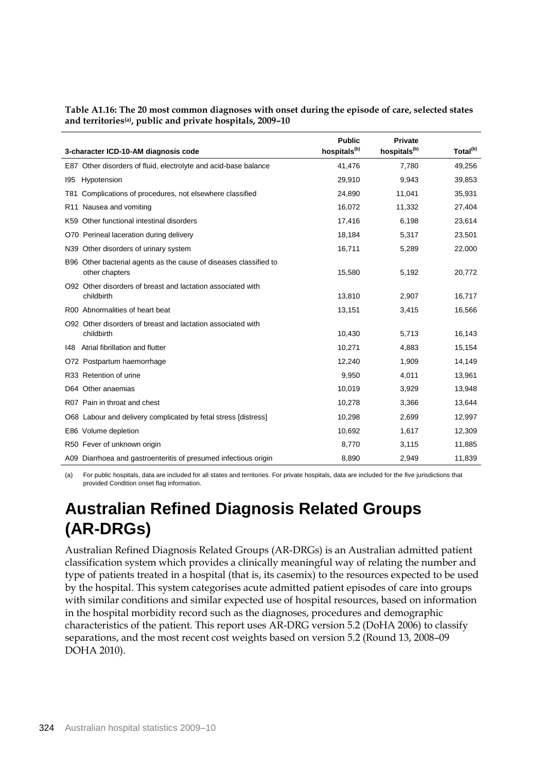**Table A1.16: The 20 most common diagnoses with onset during the episode of care, selected states and territories[(a)], public and private hospitals, 2009–10**

| 3-character ICD-10-AM diagnosis code | Public hospitals[(b)] | Private hospitals[(b)] | Total[(b)] |
|---|---|---|---|
| E87 Other disorders of fluid, electrolyte and acid-base balance | 41,476 | 7,780 | 49,256 |
| I95 Hypotension | 29,910 | 9,943 | 39,853 |
| T81 Complications of procedures, not elsewhere classified | 24,890 | 11,041 | 35,931 |
| R11 Nausea and vomiting | 16,072 | 11,332 | 27,404 |
| K59 Other functional intestinal disorders | 17,416 | 6,198 | 23,614 |
| O70 Perineal laceration during delivery | 18,184 | 5,317 | 23,501 |
| N39 Other disorders of urinary system | 16,711 | 5,289 | 22,000 |
| B96 Other bacterial agents as the cause of diseases classified to other chapters | 15,580 | 5,192 | 20,772 |
| O92 Other disorders of breast and lactation associated with childbirth | 13,810 | 2,907 | 16,717 |
| R00 Abnormalities of heart beat | 13,151 | 3,415 | 16,566 |
| O92 Other disorders of breast and lactation associated with childbirth | 10,430 | 5,713 | 16,143 |
| I48 Atrial fibrillation and flutter | 10,271 | 4,883 | 15,154 |
| O72 Postpartum haemorrhage | 12,240 | 1,909 | 14,149 |
| R33 Retention of urine | 9,950 | 4,011 | 13,961 |
| D64 Other anaemias | 10,019 | 3,929 | 13,948 |
| R07 Pain in throat and chest | 10,278 | 3,366 | 13,644 |
| O68 Labour and delivery complicated by fetal stress [distress] | 10,298 | 2,699 | 12,997 |
| E86 Volume depletion | 10,692 | 1,617 | 12,309 |
| R50 Fever of unknown origin | 8,770 | 3,115 | 11,885 |
| A09 Diarrhoea and gastroenteritis of presumed infectious origin | 8,890 | 2,949 | 11,839 |

(a) For public hospitals, data are included for all states and territories. For private hospitals, data are included for the five jurisdictions that provided Condition onset flag information.

# Australian Refined Diagnosis Related Groups (AR-DRGs)

Australian Refined Diagnosis Related Groups (AR-DRGs) is an Australian admitted patient classification system which provides a clinically meaningful way of relating the number and type of patients treated in a hospital (that is, its casemix) to the resources expected to be used by the hospital. This system categorises acute admitted patient episodes of care into groups with similar conditions and similar expected use of hospital resources, based on information in the hospital morbidity record such as the diagnoses, procedures and demographic characteristics of the patient. This report uses AR-DRG version 5.2 (DoHA 2006) to classify separations, and the most recent cost weights based on version 5.2 (Round 13, 2008–09 DOHA 2010).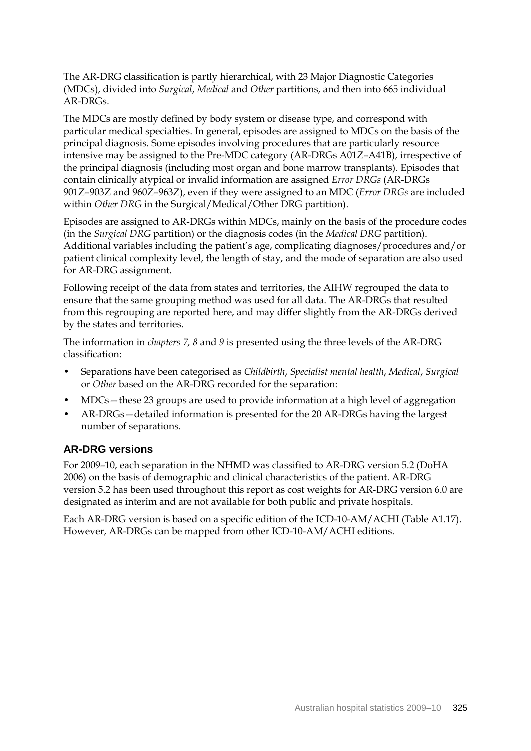The AR-DRG classification is partly hierarchical, with 23 Major Diagnostic Categories (MDCs), divided into *Surgical*, *Medical* and *Other* partitions, and then into 665 individual AR-DRGs.

The MDCs are mostly defined by body system or disease type, and correspond with particular medical specialties. In general, episodes are assigned to MDCs on the basis of the principal diagnosis. Some episodes involving procedures that are particularly resource intensive may be assigned to the Pre-MDC category (AR-DRGs A01Z–A41B), irrespective of the principal diagnosis (including most organ and bone marrow transplants). Episodes that contain clinically atypical or invalid information are assigned *Error DRGs* (AR-DRGs 901Z–903Z and 960Z–963Z), even if they were assigned to an MDC (*Error DRGs* are included within *Other DRG* in the Surgical/Medical/Other DRG partition).

Episodes are assigned to AR-DRGs within MDCs, mainly on the basis of the procedure codes (in the *Surgical DRG* partition) or the diagnosis codes (in the *Medical DRG* partition). Additional variables including the patient's age, complicating diagnoses/procedures and/or patient clinical complexity level, the length of stay, and the mode of separation are also used for AR-DRG assignment.

Following receipt of the data from states and territories, the AIHW regrouped the data to ensure that the same grouping method was used for all data. The AR-DRGs that resulted from this regrouping are reported here, and may differ slightly from the AR-DRGs derived by the states and territories.

The information in *chapters 7, 8* and *9* is presented using the three levels of the AR-DRG classification:

- Separations have been categorised as *Childbirth*, *Specialist mental health*, *Medical*, *Surgical* or *Other* based on the AR-DRG recorded for the separation:
- MDCs—these 23 groups are used to provide information at a high level of aggregation
- AR-DRGs—detailed information is presented for the 20 AR-DRGs having the largest number of separations.

### AR-DRG versions

For 2009–10, each separation in the NHMD was classified to AR-DRG version 5.2 (DoHA 2006) on the basis of demographic and clinical characteristics of the patient. AR-DRG version 5.2 has been used throughout this report as cost weights for AR-DRG version 6.0 are designated as interim and are not available for both public and private hospitals.

Each AR-DRG version is based on a specific edition of the ICD-10-AM/ACHI (Table A1.17). However, AR-DRGs can be mapped from other ICD-10-AM/ACHI editions.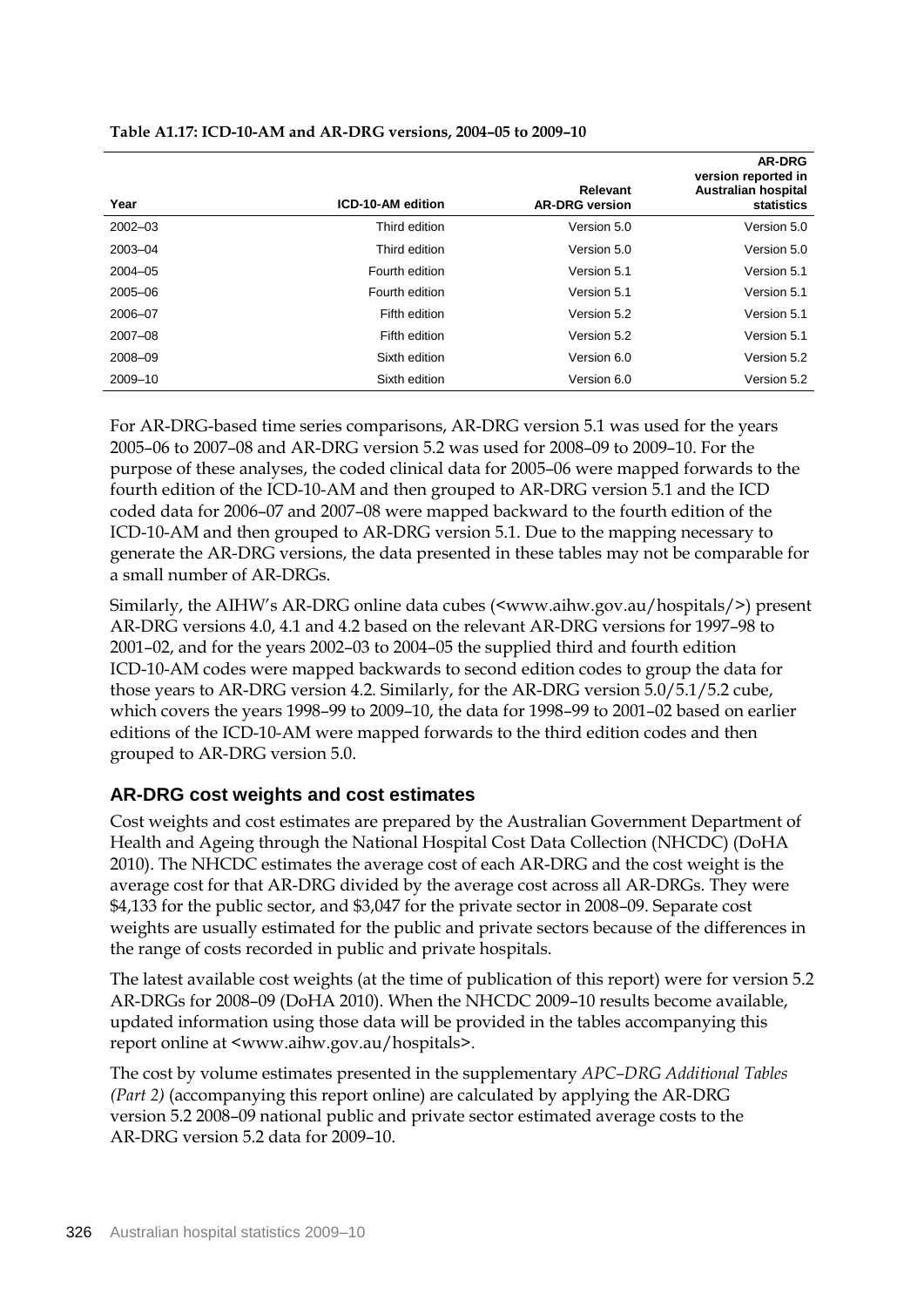**Table A1.17: ICD-10-AM and AR-DRG versions, 2004–05 to 2009–10**

| Year | ICD-10-AM edition | Relevant AR-DRG version | AR-DRG version reported in Australian hospital statistics |
|---|---|---|---|
| 2002–03 | Third edition | Version 5.0 | Version 5.0 |
| 2003–04 | Third edition | Version 5.0 | Version 5.0 |
| 2004–05 | Fourth edition | Version 5.1 | Version 5.1 |
| 2005–06 | Fourth edition | Version 5.1 | Version 5.1 |
| 2006–07 | Fifth edition | Version 5.2 | Version 5.1 |
| 2007–08 | Fifth edition | Version 5.2 | Version 5.1 |
| 2008–09 | Sixth edition | Version 6.0 | Version 5.2 |
| 2009–10 | Sixth edition | Version 6.0 | Version 5.2 |

For AR-DRG-based time series comparisons, AR-DRG version 5.1 was used for the years 2005–06 to 2007–08 and AR-DRG version 5.2 was used for 2008–09 to 2009–10. For the purpose of these analyses, the coded clinical data for 2005–06 were mapped forwards to the fourth edition of the ICD-10-AM and then grouped to AR-DRG version 5.1 and the ICD coded data for 2006–07 and 2007–08 were mapped backward to the fourth edition of the ICD-10-AM and then grouped to AR-DRG version 5.1. Due to the mapping necessary to generate the AR-DRG versions, the data presented in these tables may not be comparable for a small number of AR-DRGs.

Similarly, the AIHW's AR-DRG online data cubes (<www.aihw.gov.au/hospitals/>) present AR-DRG versions 4.0, 4.1 and 4.2 based on the relevant AR-DRG versions for 1997–98 to 2001–02, and for the years 2002–03 to 2004–05 the supplied third and fourth edition ICD-10-AM codes were mapped backwards to second edition codes to group the data for those years to AR-DRG version 4.2. Similarly, for the AR-DRG version 5.0/5.1/5.2 cube, which covers the years 1998–99 to 2009–10, the data for 1998–99 to 2001–02 based on earlier editions of the ICD-10-AM were mapped forwards to the third edition codes and then grouped to AR-DRG version 5.0.

## AR-DRG cost weights and cost estimates

Cost weights and cost estimates are prepared by the Australian Government Department of Health and Ageing through the National Hospital Cost Data Collection (NHCDC) (DoHA 2010). The NHCDC estimates the average cost of each AR-DRG and the cost weight is the average cost for that AR-DRG divided by the average cost across all AR-DRGs. They were $4,133 for the public sector, and $3,047 for the private sector in 2008–09. Separate cost weights are usually estimated for the public and private sectors because of the differences in the range of costs recorded in public and private hospitals.

The latest available cost weights (at the time of publication of this report) were for version 5.2 AR-DRGs for 2008–09 (DoHA 2010). When the NHCDC 2009–10 results become available, updated information using those data will be provided in the tables accompanying this report online at <www.aihw.gov.au/hospitals>.

The cost by volume estimates presented in the supplementary *APC–DRG Additional Tables (Part 2)* (accompanying this report online) are calculated by applying the AR-DRG version 5.2 2008–09 national public and private sector estimated average costs to the AR-DRG version 5.2 data for 2009–10.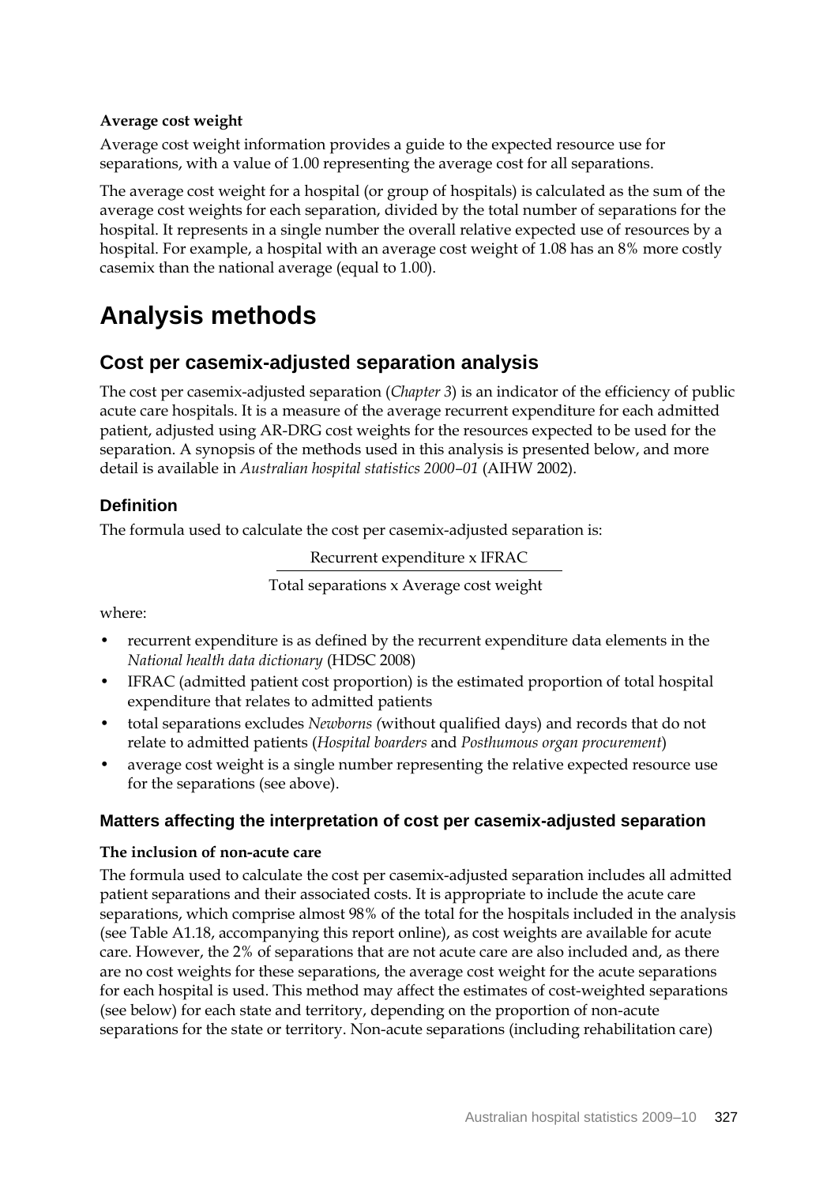**Average cost weight**

Average cost weight information provides a guide to the expected resource use for separations, with a value of 1.00 representing the average cost for all separations.

The average cost weight for a hospital (or group of hospitals) is calculated as the sum of the average cost weights for each separation, divided by the total number of separations for the hospital. It represents in a single number the overall relative expected use of resources by a hospital. For example, a hospital with an average cost weight of 1.08 has an 8% more costly casemix than the national average (equal to 1.00).

# Analysis methods

## Cost per casemix-adjusted separation analysis

The cost per casemix-adjusted separation (*Chapter 3*) is an indicator of the efficiency of public acute care hospitals. It is a measure of the average recurrent expenditure for each admitted patient, adjusted using AR-DRG cost weights for the resources expected to be used for the separation. A synopsis of the methods used in this analysis is presented below, and more detail is available in *Australian hospital statistics 2000–01* (AIHW 2002).

### Definition

The formula used to calculate the cost per casemix-adjusted separation is:

$$\frac{\text{Recurrent expenditure x IFRAC}}{\text{Total separations x Average cost weight}}$$

where:

- recurrent expenditure is as defined by the recurrent expenditure data elements in the *National health data dictionary* (HDSC 2008)
- IFRAC (admitted patient cost proportion) is the estimated proportion of total hospital expenditure that relates to admitted patients
- total separations excludes *Newborns (*without qualified days) and records that do not relate to admitted patients (*Hospital boarders* and *Posthumous organ procurement*)
- average cost weight is a single number representing the relative expected resource use for the separations (see above).

### Matters affecting the interpretation of cost per casemix-adjusted separation

**The inclusion of non-acute care**

The formula used to calculate the cost per casemix-adjusted separation includes all admitted patient separations and their associated costs. It is appropriate to include the acute care separations, which comprise almost 98% of the total for the hospitals included in the analysis (see Table A1.18, accompanying this report online), as cost weights are available for acute care. However, the 2% of separations that are not acute care are also included and, as there are no cost weights for these separations, the average cost weight for the acute separations for each hospital is used. This method may affect the estimates of cost-weighted separations (see below) for each state and territory, depending on the proportion of non-acute separations for the state or territory. Non-acute separations (including rehabilitation care)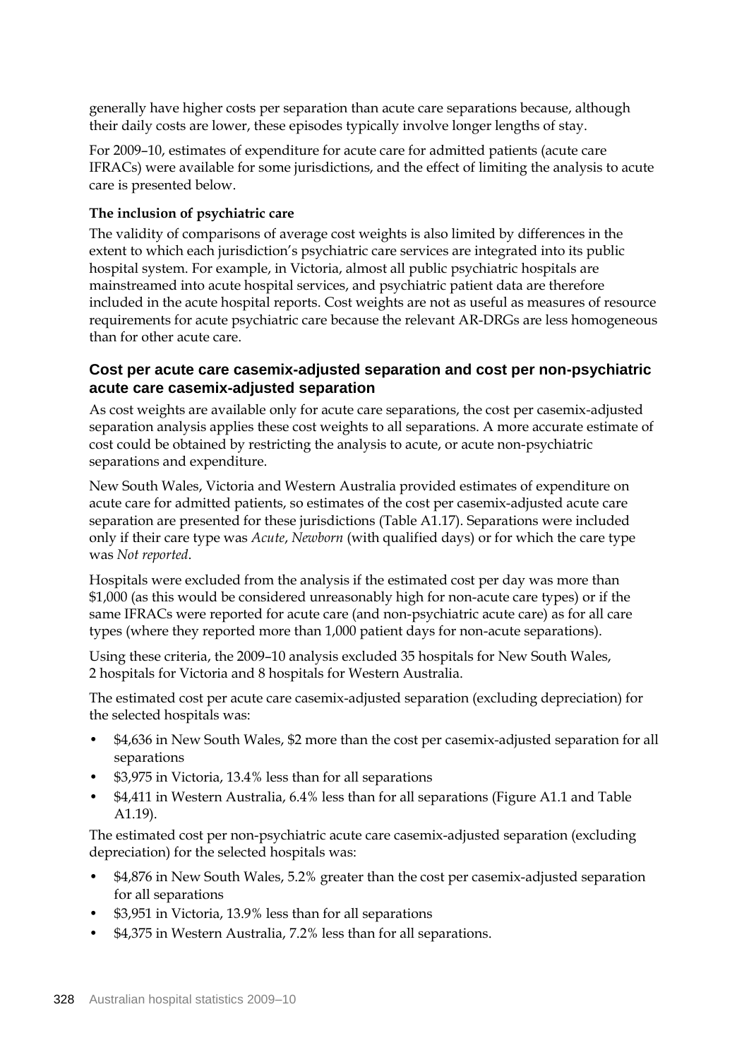generally have higher costs per separation than acute care separations because, although their daily costs are lower, these episodes typically involve longer lengths of stay.

For 2009–10, estimates of expenditure for acute care for admitted patients (acute care IFRACs) were available for some jurisdictions, and the effect of limiting the analysis to acute care is presented below.

**The inclusion of psychiatric care**

The validity of comparisons of average cost weights is also limited by differences in the extent to which each jurisdiction's psychiatric care services are integrated into its public hospital system. For example, in Victoria, almost all public psychiatric hospitals are mainstreamed into acute hospital services, and psychiatric patient data are therefore included in the acute hospital reports. Cost weights are not as useful as measures of resource requirements for acute psychiatric care because the relevant AR-DRGs are less homogeneous than for other acute care.

### Cost per acute care casemix-adjusted separation and cost per non-psychiatric acute care casemix-adjusted separation

As cost weights are available only for acute care separations, the cost per casemix-adjusted separation analysis applies these cost weights to all separations. A more accurate estimate of cost could be obtained by restricting the analysis to acute, or acute non-psychiatric separations and expenditure.

New South Wales, Victoria and Western Australia provided estimates of expenditure on acute care for admitted patients, so estimates of the cost per casemix-adjusted acute care separation are presented for these jurisdictions (Table A1.17). Separations were included only if their care type was *Acute*, *Newborn* (with qualified days) or for which the care type was *Not reported*.

Hospitals were excluded from the analysis if the estimated cost per day was more than $1,000 (as this would be considered unreasonably high for non-acute care types) or if the same IFRACs were reported for acute care (and non-psychiatric acute care) as for all care types (where they reported more than 1,000 patient days for non-acute separations).

Using these criteria, the 2009–10 analysis excluded 35 hospitals for New South Wales, 2 hospitals for Victoria and 8 hospitals for Western Australia.

The estimated cost per acute care casemix-adjusted separation (excluding depreciation) for the selected hospitals was:

- $4,636 in New South Wales, $2 more than the cost per casemix-adjusted separation for all separations
- $3,975 in Victoria, 13.4% less than for all separations
- $4,411 in Western Australia, 6.4% less than for all separations (Figure A1.1 and Table A1.19).

The estimated cost per non-psychiatric acute care casemix-adjusted separation (excluding depreciation) for the selected hospitals was:

- $4,876 in New South Wales, 5.2% greater than the cost per casemix-adjusted separation for all separations
- $3,951 in Victoria, 13.9% less than for all separations
- $4,375 in Western Australia, 7.2% less than for all separations.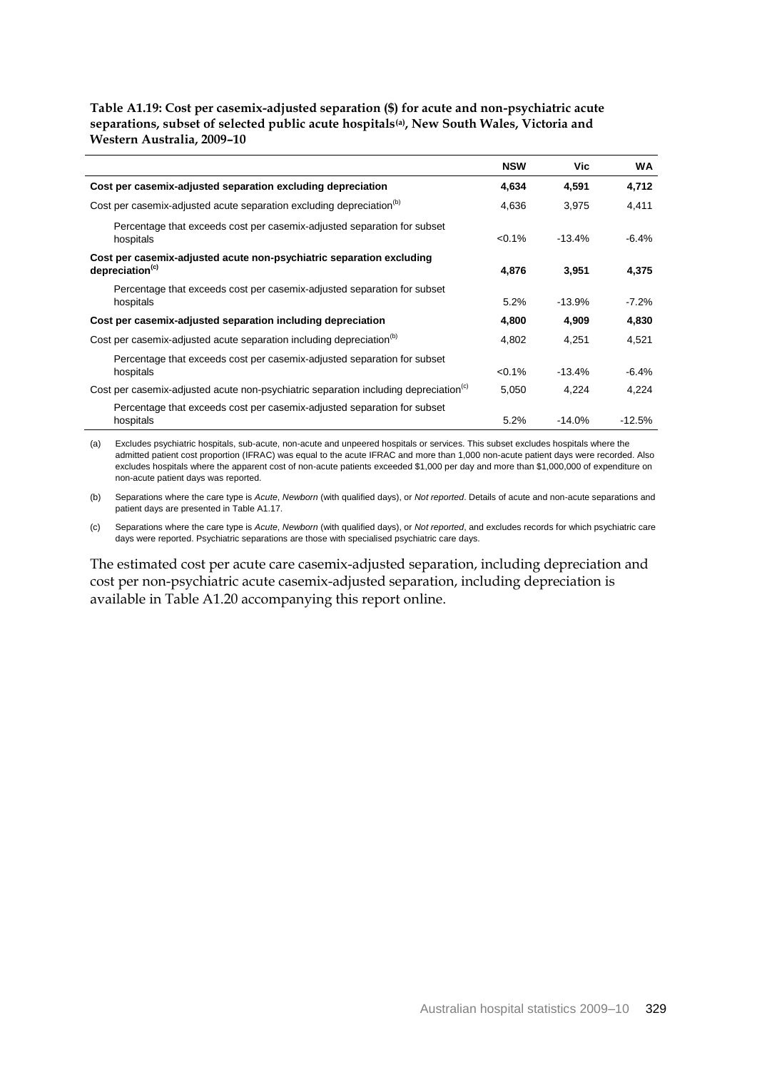**Table A1.19: Cost per casemix-adjusted separation ($) for acute and non-psychiatric acute separations, subset of selected public acute hospitals[(a)], New South Wales, Victoria and Western Australia, 2009–10**

| | NSW | Vic | WA |
|---|---|---|---|
| **Cost per casemix-adjusted separation excluding depreciation** | **4,634** | **4,591** | **4,712** |
| Cost per casemix-adjusted acute separation excluding depreciation[(b)] | 4,636 | 3,975 | 4,411 |
| Percentage that exceeds cost per casemix-adjusted separation for subset hospitals | <0.1% | -13.4% | -6.4% |
| **Cost per casemix-adjusted acute non-psychiatric separation excluding depreciation[(c)]** | **4,876** | **3,951** | **4,375** |
| Percentage that exceeds cost per casemix-adjusted separation for subset hospitals | 5.2% | -13.9% | -7.2% |
| **Cost per casemix-adjusted separation including depreciation** | **4,800** | **4,909** | **4,830** |
| Cost per casemix-adjusted acute separation including depreciation[(b)] | 4,802 | 4,251 | 4,521 |
| Percentage that exceeds cost per casemix-adjusted separation for subset hospitals | <0.1% | -13.4% | -6.4% |
| Cost per casemix-adjusted acute non-psychiatric separation including depreciation[(c)] | 5,050 | 4,224 | 4,224 |
| Percentage that exceeds cost per casemix-adjusted separation for subset hospitals | 5.2% | -14.0% | -12.5% |

(a) Excludes psychiatric hospitals, sub-acute, non-acute and unpeered hospitals or services. This subset excludes hospitals where the admitted patient cost proportion (IFRAC) was equal to the acute IFRAC and more than 1,000 non-acute patient days were recorded. Also excludes hospitals where the apparent cost of non-acute patients exceeded $1,000 per day and more than $1,000,000 of expenditure on non-acute patient days was reported.

(b) Separations where the care type is *Acute*, *Newborn* (with qualified days), or *Not reported*. Details of acute and non-acute separations and patient days are presented in Table A1.17.

(c) Separations where the care type is *Acute*, *Newborn* (with qualified days), or *Not reported*, and excludes records for which psychiatric care days were reported. Psychiatric separations are those with specialised psychiatric care days.

The estimated cost per acute care casemix-adjusted separation, including depreciation and cost per non-psychiatric acute casemix-adjusted separation, including depreciation is available in Table A1.20 accompanying this report online.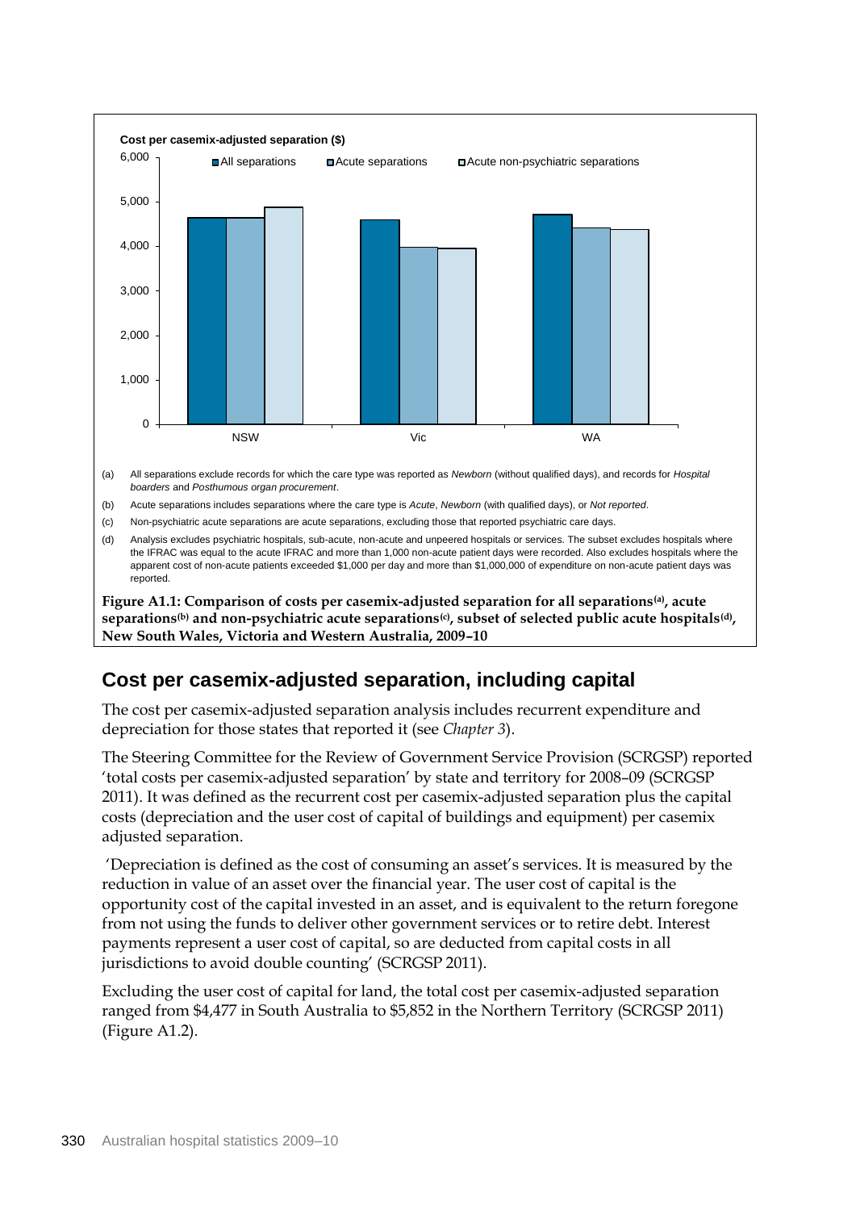Cost per casemix-adjusted separation ($)

(a) All separations exclude records for which the care type was reported as *Newborn* (without qualified days), and records for *Hospital boarders* and *Posthumous organ procurement*.

(b) Acute separations includes separations where the care type is *Acute*, *Newborn* (with qualified days), or *Not reported*.

(c) Non-psychiatric acute separations are acute separations, excluding those that reported psychiatric care days.

(d) Analysis excludes psychiatric hospitals, sub-acute, non-acute and unpeered hospitals or services. The subset excludes hospitals where the IFRAC was equal to the acute IFRAC and more than 1,000 non-acute patient days were recorded. Also excludes hospitals where the apparent cost of non-acute patients exceeded $1,000 per day and more than $1,000,000 of expenditure on non-acute patient days was reported.

**Figure A1.1: Comparison of costs per casemix-adjusted separation for all separations[(a)], acute separations[(b)] and non-psychiatric acute separations[(c)], subset of selected public acute hospitals[(d)], New South Wales, Victoria and Western Australia, 2009–10**

## Cost per casemix-adjusted separation, including capital

The cost per casemix-adjusted separation analysis includes recurrent expenditure and depreciation for those states that reported it (see *Chapter 3*).

The Steering Committee for the Review of Government Service Provision (SCRGSP) reported 'total costs per casemix-adjusted separation' by state and territory for 2008–09 (SCRGSP 2011). It was defined as the recurrent cost per casemix-adjusted separation plus the capital costs (depreciation and the user cost of capital of buildings and equipment) per casemix adjusted separation.

'Depreciation is defined as the cost of consuming an asset's services. It is measured by the reduction in value of an asset over the financial year. The user cost of capital is the opportunity cost of the capital invested in an asset, and is equivalent to the return foregone from not using the funds to deliver other government services or to retire debt. Interest payments represent a user cost of capital, so are deducted from capital costs in all jurisdictions to avoid double counting' (SCRGSP 2011).

Excluding the user cost of capital for land, the total cost per casemix-adjusted separation ranged from $4,477 in South Australia to $5,852 in the Northern Territory (SCRGSP 2011) (Figure A1.2).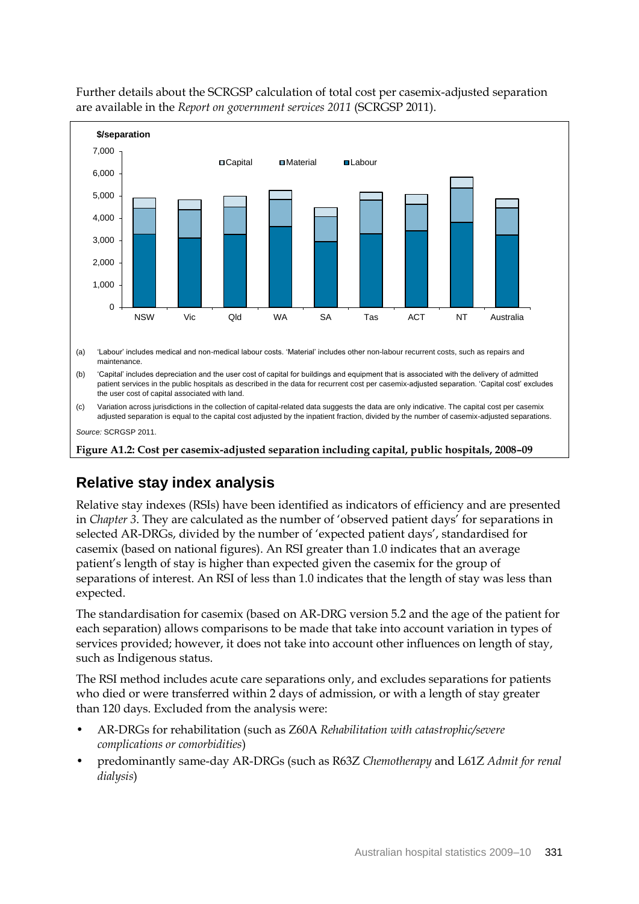Further details about the SCRGSP calculation of total cost per casemix-adjusted separation are available in the *Report on government services 2011* (SCRGSP 2011).

(a) 'Labour' includes medical and non-medical labour costs. 'Material' includes other non-labour recurrent costs, such as repairs and maintenance.

(b) 'Capital' includes depreciation and the user cost of capital for buildings and equipment that is associated with the delivery of admitted patient services in the public hospitals as described in the data for recurrent cost per casemix-adjusted separation. 'Capital cost' excludes the user cost of capital associated with land.

(c) Variation across jurisdictions in the collection of capital-related data suggests the data are only indicative. The capital cost per casemix adjusted separation is equal to the capital cost adjusted by the inpatient fraction, divided by the number of casemix-adjusted separations.

*Source:* SCRGSP 2011.

**Figure A1.2: Cost per casemix-adjusted separation including capital, public hospitals, 2008–09**

## Relative stay index analysis

Relative stay indexes (RSIs) have been identified as indicators of efficiency and are presented in *Chapter 3*. They are calculated as the number of 'observed patient days' for separations in selected AR-DRGs, divided by the number of 'expected patient days', standardised for casemix (based on national figures). An RSI greater than 1.0 indicates that an average patient's length of stay is higher than expected given the casemix for the group of separations of interest. An RSI of less than 1.0 indicates that the length of stay was less than expected.

The standardisation for casemix (based on AR-DRG version 5.2 and the age of the patient for each separation) allows comparisons to be made that take into account variation in types of services provided; however, it does not take into account other influences on length of stay, such as Indigenous status.

The RSI method includes acute care separations only, and excludes separations for patients who died or were transferred within 2 days of admission, or with a length of stay greater than 120 days. Excluded from the analysis were:

- AR-DRGs for rehabilitation (such as Z60A *Rehabilitation with catastrophic/severe complications or comorbidities*)
- predominantly same-day AR-DRGs (such as R63Z *Chemotherapy* and L61Z *Admit for renal dialysis*)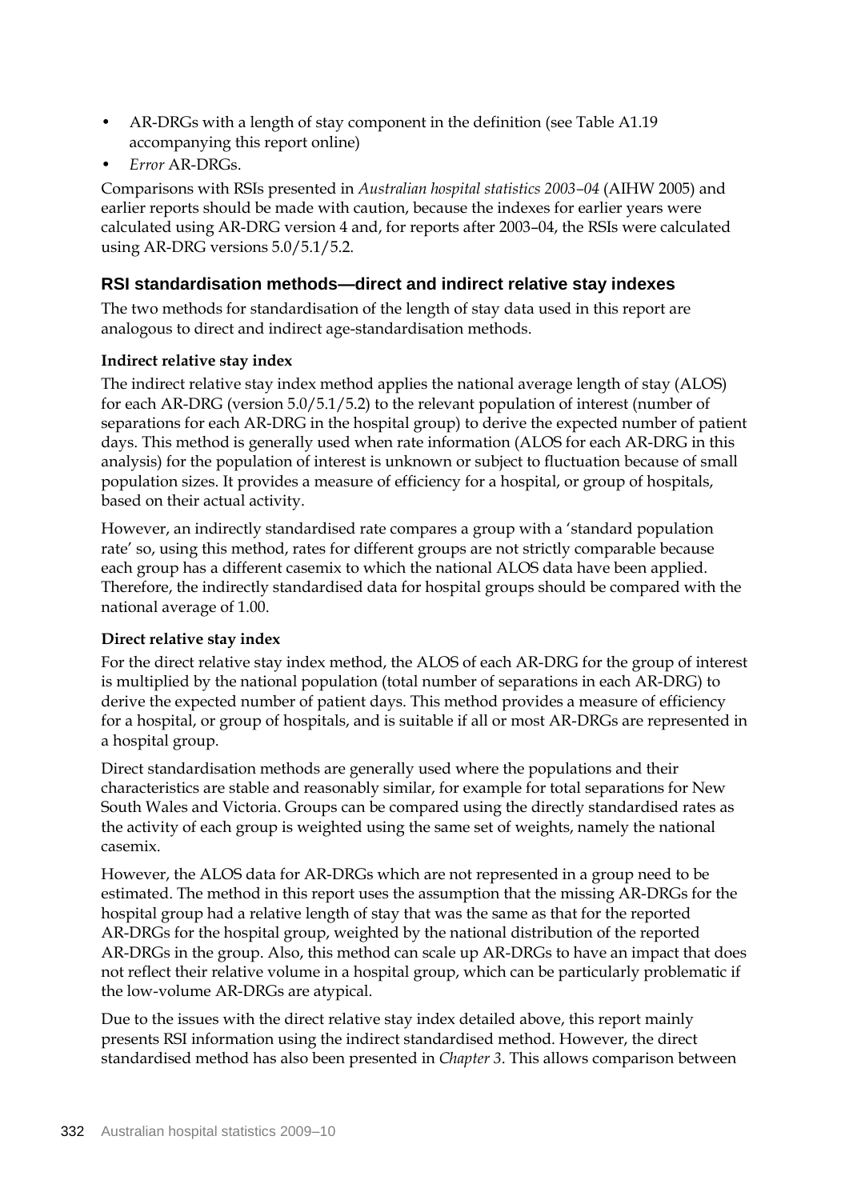- AR-DRGs with a length of stay component in the definition (see Table A1.19 accompanying this report online)
- *Error* AR-DRGs.

Comparisons with RSIs presented in *Australian hospital statistics 2003–04* (AIHW 2005) and earlier reports should be made with caution, because the indexes for earlier years were calculated using AR-DRG version 4 and, for reports after 2003–04, the RSIs were calculated using AR-DRG versions 5.0/5.1/5.2.

### RSI standardisation methods—direct and indirect relative stay indexes

The two methods for standardisation of the length of stay data used in this report are analogous to direct and indirect age-standardisation methods.

**Indirect relative stay index**

The indirect relative stay index method applies the national average length of stay (ALOS) for each AR-DRG (version 5.0/5.1/5.2) to the relevant population of interest (number of separations for each AR-DRG in the hospital group) to derive the expected number of patient days. This method is generally used when rate information (ALOS for each AR-DRG in this analysis) for the population of interest is unknown or subject to fluctuation because of small population sizes. It provides a measure of efficiency for a hospital, or group of hospitals, based on their actual activity.

However, an indirectly standardised rate compares a group with a 'standard population rate' so, using this method, rates for different groups are not strictly comparable because each group has a different casemix to which the national ALOS data have been applied. Therefore, the indirectly standardised data for hospital groups should be compared with the national average of 1.00.

**Direct relative stay index**

For the direct relative stay index method, the ALOS of each AR-DRG for the group of interest is multiplied by the national population (total number of separations in each AR-DRG) to derive the expected number of patient days. This method provides a measure of efficiency for a hospital, or group of hospitals, and is suitable if all or most AR-DRGs are represented in a hospital group.

Direct standardisation methods are generally used where the populations and their characteristics are stable and reasonably similar, for example for total separations for New South Wales and Victoria. Groups can be compared using the directly standardised rates as the activity of each group is weighted using the same set of weights, namely the national casemix.

However, the ALOS data for AR-DRGs which are not represented in a group need to be estimated. The method in this report uses the assumption that the missing AR-DRGs for the hospital group had a relative length of stay that was the same as that for the reported AR-DRGs for the hospital group, weighted by the national distribution of the reported AR-DRGs in the group. Also, this method can scale up AR-DRGs to have an impact that does not reflect their relative volume in a hospital group, which can be particularly problematic if the low-volume AR-DRGs are atypical.

Due to the issues with the direct relative stay index detailed above, this report mainly presents RSI information using the indirect standardised method. However, the direct standardised method has also been presented in *Chapter 3*. This allows comparison between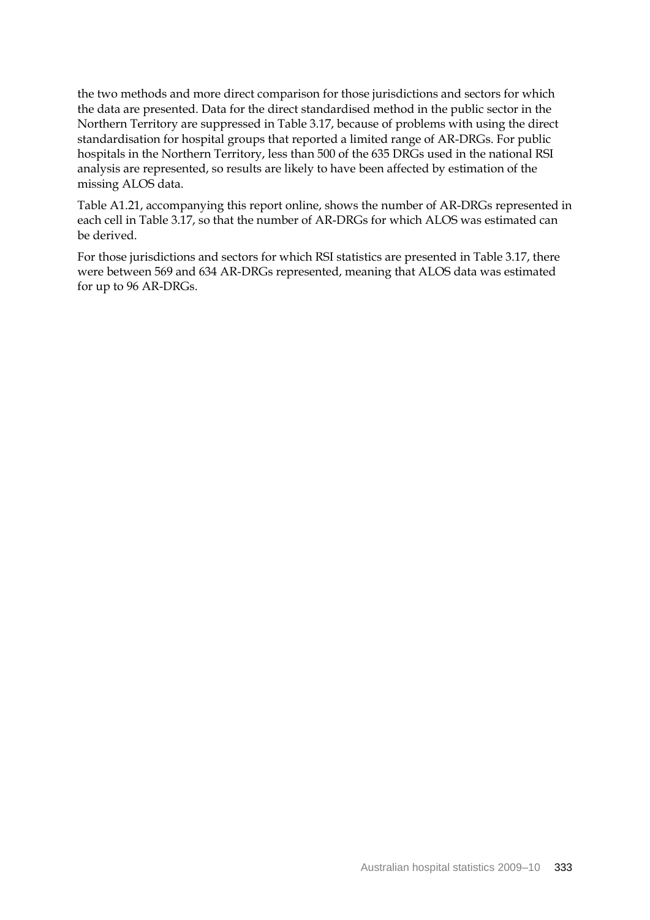the two methods and more direct comparison for those jurisdictions and sectors for which the data are presented. Data for the direct standardised method in the public sector in the Northern Territory are suppressed in Table 3.17, because of problems with using the direct standardisation for hospital groups that reported a limited range of AR-DRGs. For public hospitals in the Northern Territory, less than 500 of the 635 DRGs used in the national RSI analysis are represented, so results are likely to have been affected by estimation of the missing ALOS data.

Table A1.21, accompanying this report online, shows the number of AR-DRGs represented in each cell in Table 3.17, so that the number of AR-DRGs for which ALOS was estimated can be derived.

For those jurisdictions and sectors for which RSI statistics are presented in Table 3.17, there were between 569 and 634 AR-DRGs represented, meaning that ALOS data was estimated for up to 96 AR-DRGs.